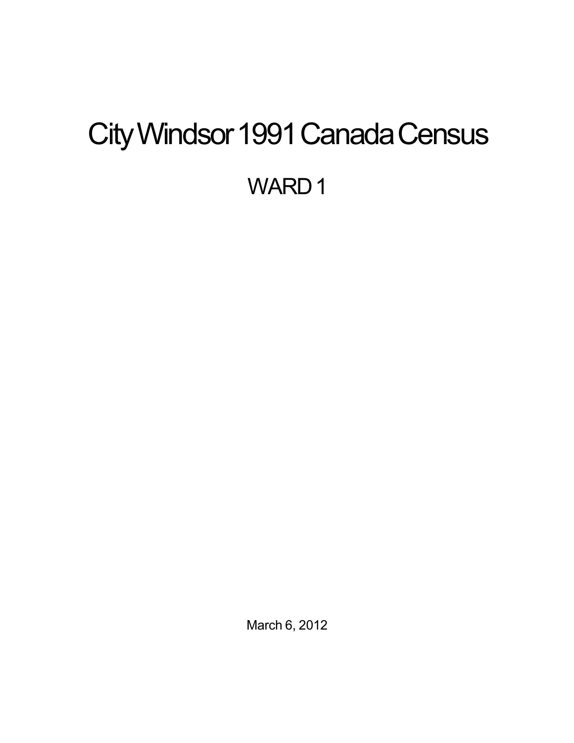# City Windsor 1991 Canada Census

## WARD 1

March 6, 2012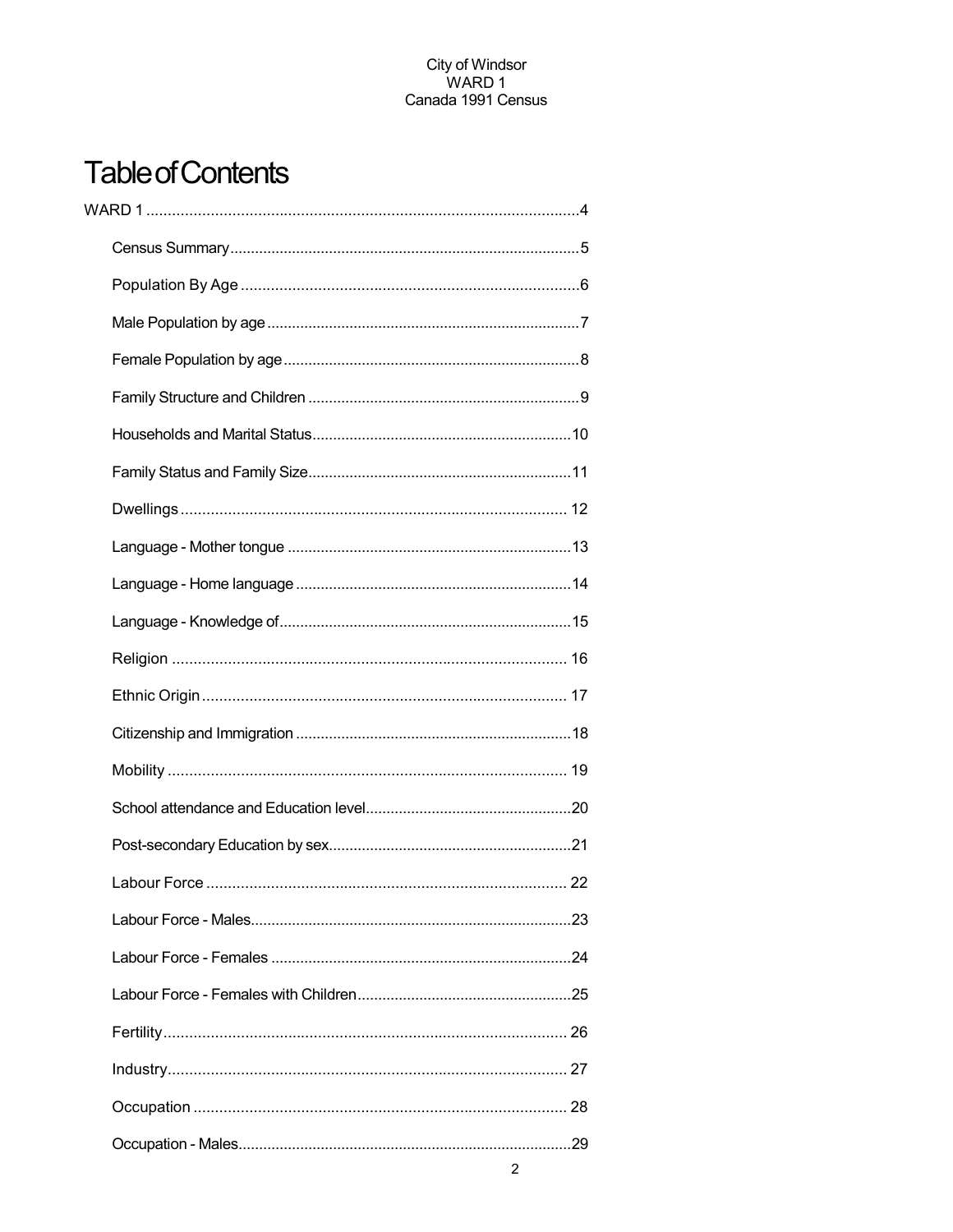# Table of Contents

WARD 1 .....................................................................................................4

- Census Summary....................................................................................5
- Population By Age ..............................................................................6
- Male Population by age ..........................................................................7
- Female Population by age .......................................................................8
- Family Structure and Children .................................................................9
- Households and Marital Status..............................................................10
- Family Status and Family Size...............................................................11
- Dwellings .......................................................................................... 12
- Language - Mother tongue ....................................................................13
- Language - Home language ..................................................................14
- Language - Knowledge of.....................................................................15
- Religion ............................................................................................ 16
- Ethnic Origin ..................................................................................... 17
- Citizenship and Immigration ..................................................................18
- Mobility ............................................................................................. 19
- School attendance and Education level.................................................20
- Post-secondary Education by sex..........................................................21
- Labour Force .................................................................................... 22
- Labour Force - Males............................................................................23
- Labour Force - Females ........................................................................24
- Labour Force - Females with Children...................................................25
- Fertility.............................................................................................. 26
- Industry............................................................................................. 27
- Occupation ....................................................................................... 28
- Occupation - Males................................................................................29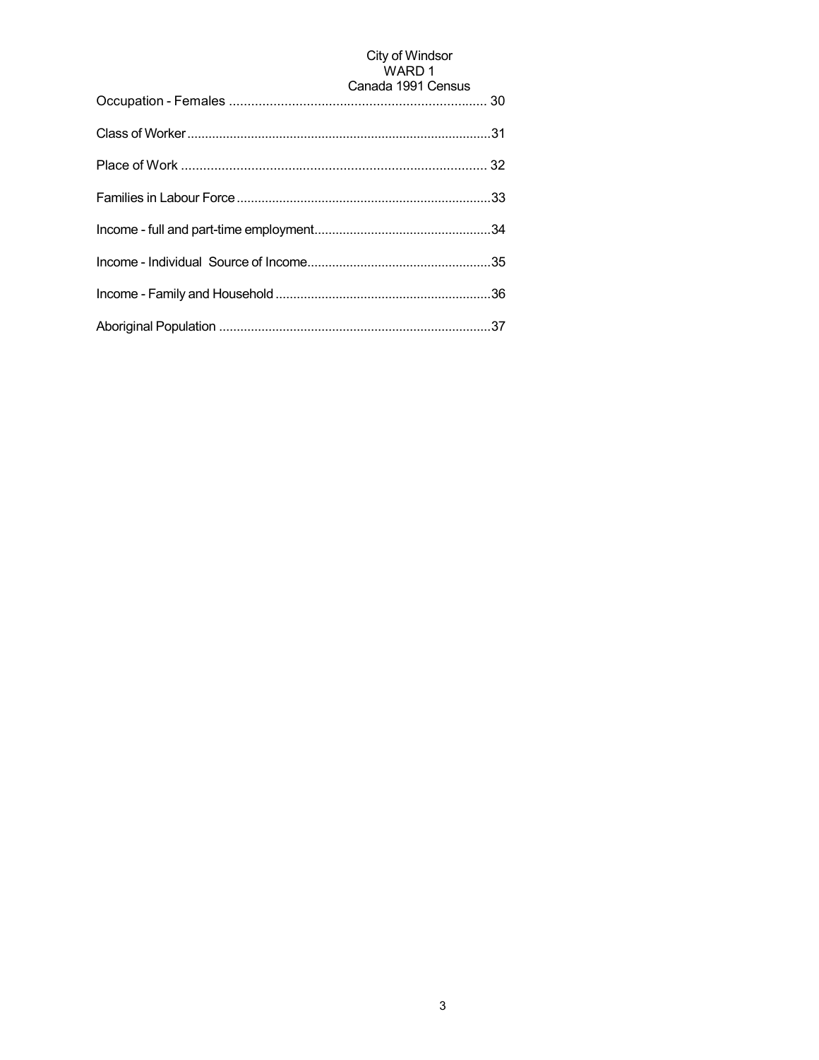Occupation - Females ...................................................................... 30

Class of Worker.....................................................................................31

Place of Work ....................................................................................... 32

Families in Labour Force.......................................................................33

Income - full and part-time employment.................................................34

Income - Individual Source of Income...................................................35

Income - Family and Household ............................................................36

Aboriginal Population ............................................................................37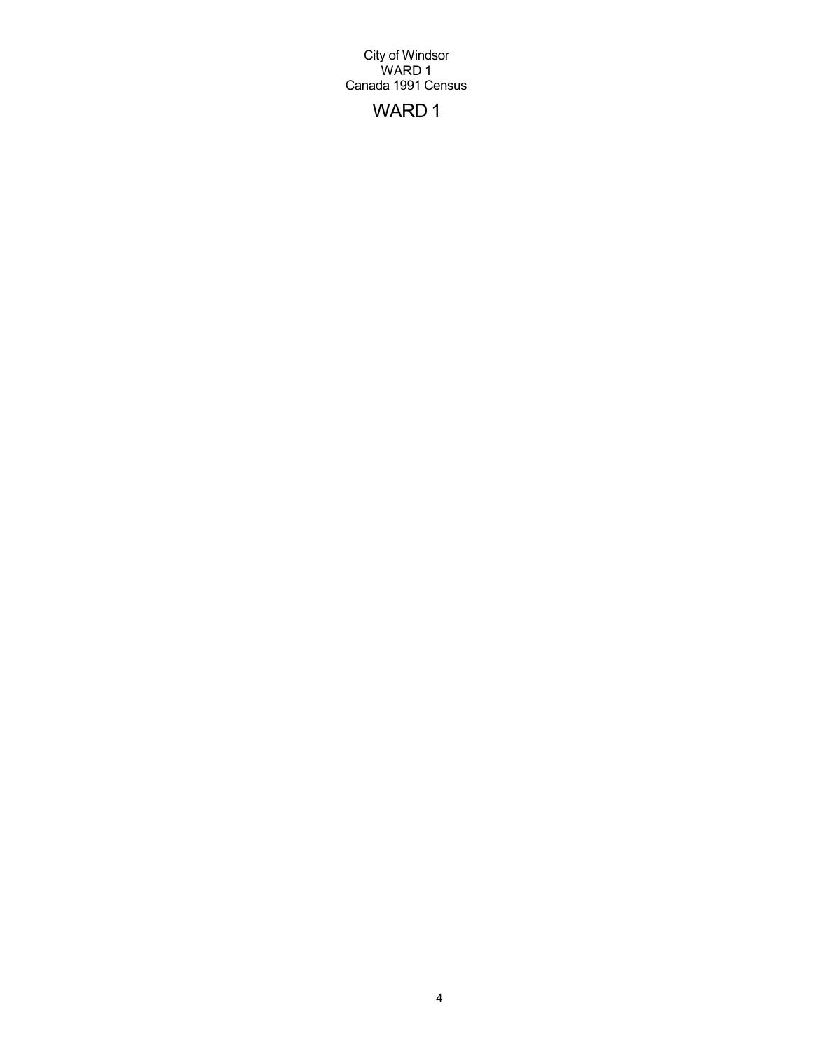# WARD 1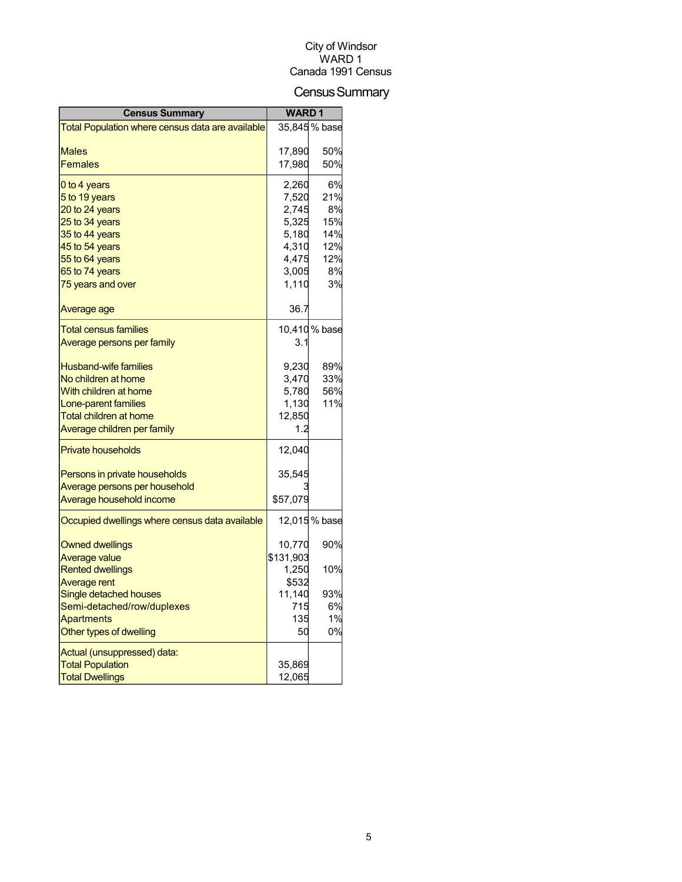City of Windsor
WARD 1
Canada 1991 Census

# Census Summary

| Census Summary | WARD 1 | |
|---|---|---|
| Total Population where census data are available | 35,845 | % base |
| Males | 17,890 | 50% |
| Females | 17,980 | 50% |
| 0 to 4 years | 2,260 | 6% |
| 5 to 19 years | 7,520 | 21% |
| 20 to 24 years | 2,745 | 8% |
| 25 to 34 years | 5,325 | 15% |
| 35 to 44 years | 5,180 | 14% |
| 45 to 54 years | 4,310 | 12% |
| 55 to 64 years | 4,475 | 12% |
| 65 to 74 years | 3,005 | 8% |
| 75 years and over | 1,110 | 3% |
| Average age | 36.7 | |
| Total census families | 10,410 | % base |
| Average persons per family | 3.1 | |
| Husband-wife families | 9,230 | 89% |
| No children at home | 3,470 | 33% |
| With children at home | 5,780 | 56% |
| Lone-parent families | 1,130 | 11% |
| Total children at home | 12,850 | |
| Average children per family | 1.2 | |
| Private households | 12,040 | |
| Persons in private households | 35,545 | |
| Average persons per household | 3 | |
| Average household income | $57,079 | |
| Occupied dwellings where census data available | 12,015 | % base |
| Owned dwellings | 10,770 | 90% |
| Average value | $131,903 | |
| Rented dwellings | 1,250 | 10% |
| Average rent | $532 | |
| Single detached houses | 11,140 | 93% |
| Semi-detached/row/duplexes | 715 | 6% |
| Apartments | 135 | 1% |
| Other types of dwelling | 50 | 0% |
| Actual (unsuppressed) data: | | |
| Total Population | 35,869 | |
| Total Dwellings | 12,065 | |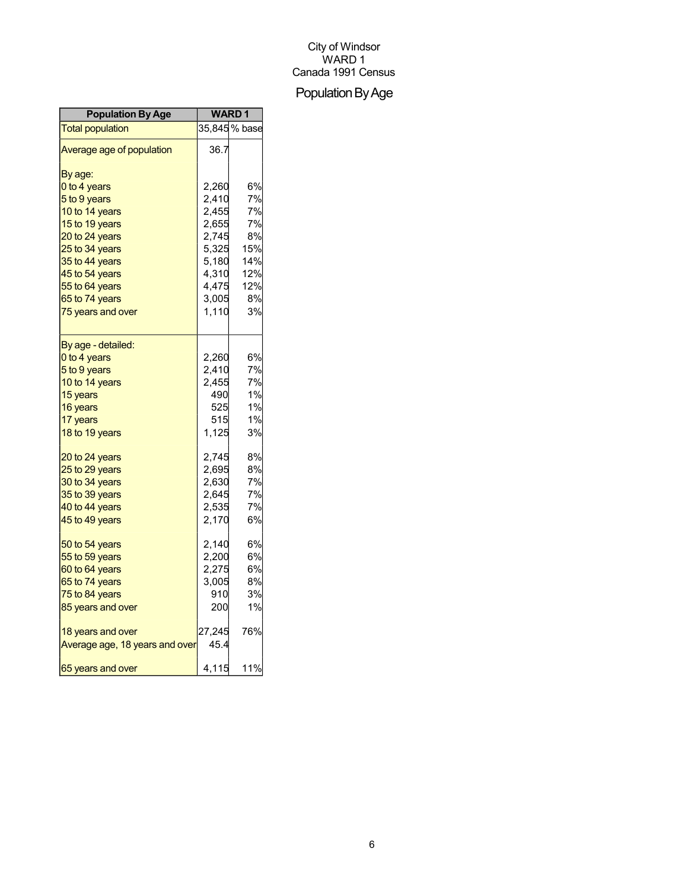City of Windsor
WARD 1
Canada 1991 Census

# Population By Age

| Population By Age | WARD 1 | |
|---|---|---|
| Total population | 35,845 | % base |
| Average age of population | 36.7 | |
| By age: | | |
| 0 to 4 years | 2,260 | 6% |
| 5 to 9 years | 2,410 | 7% |
| 10 to 14 years | 2,455 | 7% |
| 15 to 19 years | 2,655 | 7% |
| 20 to 24 years | 2,745 | 8% |
| 25 to 34 years | 5,325 | 15% |
| 35 to 44 years | 5,180 | 14% |
| 45 to 54 years | 4,310 | 12% |
| 55 to 64 years | 4,475 | 12% |
| 65 to 74 years | 3,005 | 8% |
| 75 years and over | 1,110 | 3% |
| By age - detailed: | | |
| 0 to 4 years | 2,260 | 6% |
| 5 to 9 years | 2,410 | 7% |
| 10 to 14 years | 2,455 | 7% |
| 15 years | 490 | 1% |
| 16 years | 525 | 1% |
| 17 years | 515 | 1% |
| 18 to 19 years | 1,125 | 3% |
| 20 to 24 years | 2,745 | 8% |
| 25 to 29 years | 2,695 | 8% |
| 30 to 34 years | 2,630 | 7% |
| 35 to 39 years | 2,645 | 7% |
| 40 to 44 years | 2,535 | 7% |
| 45 to 49 years | 2,170 | 6% |
| 50 to 54 years | 2,140 | 6% |
| 55 to 59 years | 2,200 | 6% |
| 60 to 64 years | 2,275 | 6% |
| 65 to 74 years | 3,005 | 8% |
| 75 to 84 years | 910 | 3% |
| 85 years and over | 200 | 1% |
| 18 years and over | 27,245 | 76% |
| Average age, 18 years and over | 45.4 | |
| 65 years and over | 4,115 | 11% |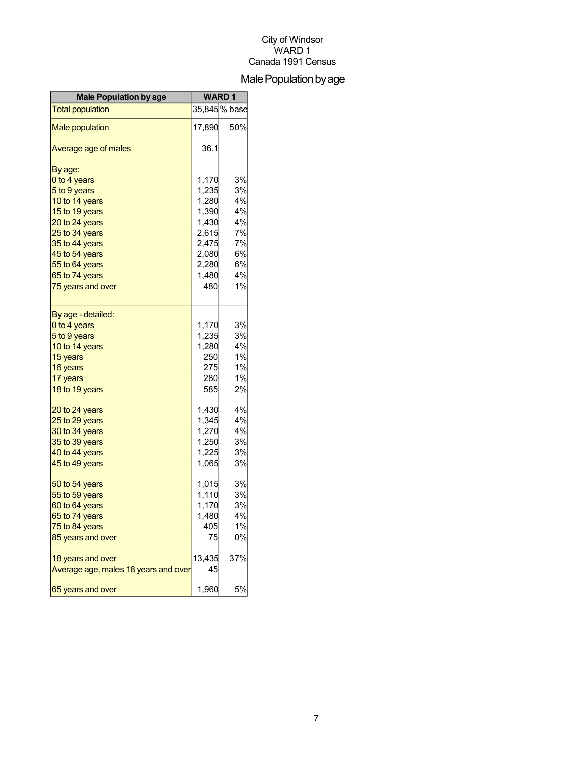City of Windsor
WARD 1
Canada 1991 Census

# Male Population by age

| Male Population by age | WARD 1 | |
|---|---|---|
| Total population | 35,845 | % base |
| Male population | 17,890 | 50% |
| Average age of males | 36.1 | |
| By age: | | |
| 0 to 4 years | 1,170 | 3% |
| 5 to 9 years | 1,235 | 3% |
| 10 to 14 years | 1,280 | 4% |
| 15 to 19 years | 1,390 | 4% |
| 20 to 24 years | 1,430 | 4% |
| 25 to 34 years | 2,615 | 7% |
| 35 to 44 years | 2,475 | 7% |
| 45 to 54 years | 2,080 | 6% |
| 55 to 64 years | 2,280 | 6% |
| 65 to 74 years | 1,480 | 4% |
| 75 years and over | 480 | 1% |
| By age - detailed: | | |
| 0 to 4 years | 1,170 | 3% |
| 5 to 9 years | 1,235 | 3% |
| 10 to 14 years | 1,280 | 4% |
| 15 years | 250 | 1% |
| 16 years | 275 | 1% |
| 17 years | 280 | 1% |
| 18 to 19 years | 585 | 2% |
| 20 to 24 years | 1,430 | 4% |
| 25 to 29 years | 1,345 | 4% |
| 30 to 34 years | 1,270 | 4% |
| 35 to 39 years | 1,250 | 3% |
| 40 to 44 years | 1,225 | 3% |
| 45 to 49 years | 1,065 | 3% |
| 50 to 54 years | 1,015 | 3% |
| 55 to 59 years | 1,110 | 3% |
| 60 to 64 years | 1,170 | 3% |
| 65 to 74 years | 1,480 | 4% |
| 75 to 84 years | 405 | 1% |
| 85 years and over | 75 | 0% |
| 18 years and over | 13,435 | 37% |
| Average age, males 18 years and over | 45 | |
| 65 years and over | 1,960 | 5% |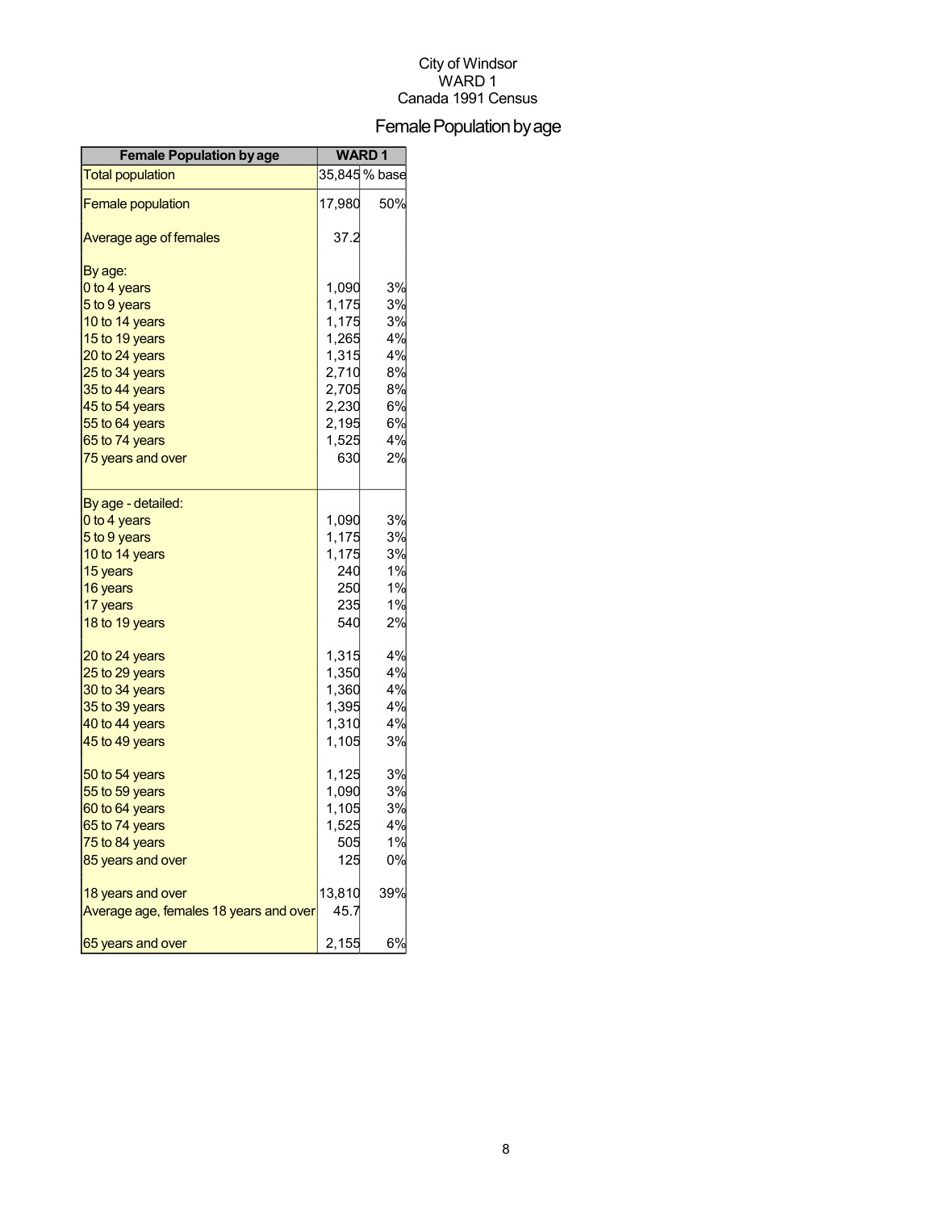City of Windsor
WARD 1
Canada 1991 Census

# Female Population by age

| Female Population by age | WARD 1 | |
|---|---|---|
| Total population | 35,845 | % base |
| Female population | 17,980 | 50% |
| Average age of females | 37.2 | |
| By age: | | |
| 0 to 4 years | 1,090 | 3% |
| 5 to 9 years | 1,175 | 3% |
| 10 to 14 years | 1,175 | 3% |
| 15 to 19 years | 1,265 | 4% |
| 20 to 24 years | 1,315 | 4% |
| 25 to 34 years | 2,710 | 8% |
| 35 to 44 years | 2,705 | 8% |
| 45 to 54 years | 2,230 | 6% |
| 55 to 64 years | 2,195 | 6% |
| 65 to 74 years | 1,525 | 4% |
| 75 years and over | 630 | 2% |
| By age - detailed: | | |
| 0 to 4 years | 1,090 | 3% |
| 5 to 9 years | 1,175 | 3% |
| 10 to 14 years | 1,175 | 3% |
| 15 years | 240 | 1% |
| 16 years | 250 | 1% |
| 17 years | 235 | 1% |
| 18 to 19 years | 540 | 2% |
| 20 to 24 years | 1,315 | 4% |
| 25 to 29 years | 1,350 | 4% |
| 30 to 34 years | 1,360 | 4% |
| 35 to 39 years | 1,395 | 4% |
| 40 to 44 years | 1,310 | 4% |
| 45 to 49 years | 1,105 | 3% |
| 50 to 54 years | 1,125 | 3% |
| 55 to 59 years | 1,090 | 3% |
| 60 to 64 years | 1,105 | 3% |
| 65 to 74 years | 1,525 | 4% |
| 75 to 84 years | 505 | 1% |
| 85 years and over | 125 | 0% |
| 18 years and over | 13,810 | 39% |
| Average age, females 18 years and over | 45.7 | |
| 65 years and over | 2,155 | 6% |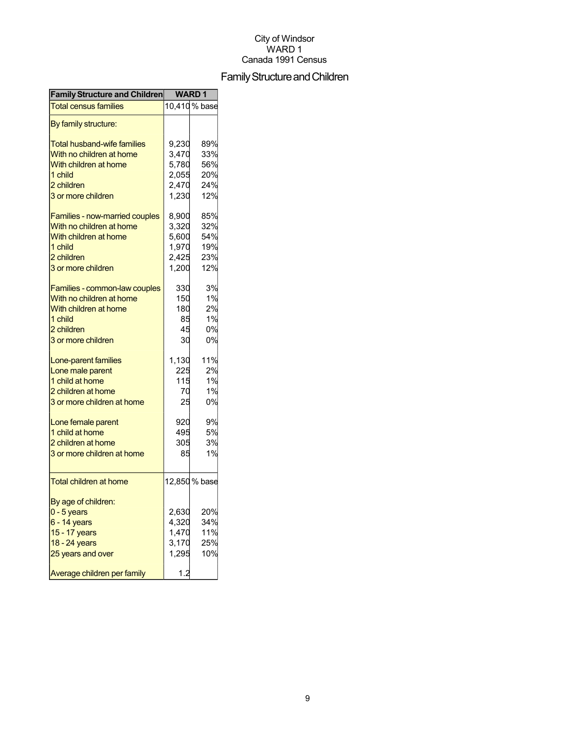City of Windsor
WARD 1
Canada 1991 Census

# Family Structure and Children

| Family Structure and Children | WARD 1 | |
|---|---|---|
| Total census families | 10,410 | % base |
| By family structure: | | |
| Total husband-wife families | 9,230 | 89% |
| With no children at home | 3,470 | 33% |
| With children at home | 5,780 | 56% |
| 1 child | 2,055 | 20% |
| 2 children | 2,470 | 24% |
| 3 or more children | 1,230 | 12% |
| Families - now-married couples | 8,900 | 85% |
| With no children at home | 3,320 | 32% |
| With children at home | 5,600 | 54% |
| 1 child | 1,970 | 19% |
| 2 children | 2,425 | 23% |
| 3 or more children | 1,200 | 12% |
| Families - common-law couples | 330 | 3% |
| With no children at home | 150 | 1% |
| With children at home | 180 | 2% |
| 1 child | 85 | 1% |
| 2 children | 45 | 0% |
| 3 or more children | 30 | 0% |
| Lone-parent families | 1,130 | 11% |
| Lone male parent | 225 | 2% |
| 1 child at home | 115 | 1% |
| 2 children at home | 70 | 1% |
| 3 or more children at home | 25 | 0% |
| Lone female parent | 920 | 9% |
| 1 child at home | 495 | 5% |
| 2 children at home | 305 | 3% |
| 3 or more children at home | 85 | 1% |
| Total children at home | 12,850 | % base |
| By age of children: | | |
| 0 - 5 years | 2,630 | 20% |
| 6 - 14 years | 4,320 | 34% |
| 15 - 17 years | 1,470 | 11% |
| 18 - 24 years | 3,170 | 25% |
| 25 years and over | 1,295 | 10% |
| Average children per family | 1.2 | |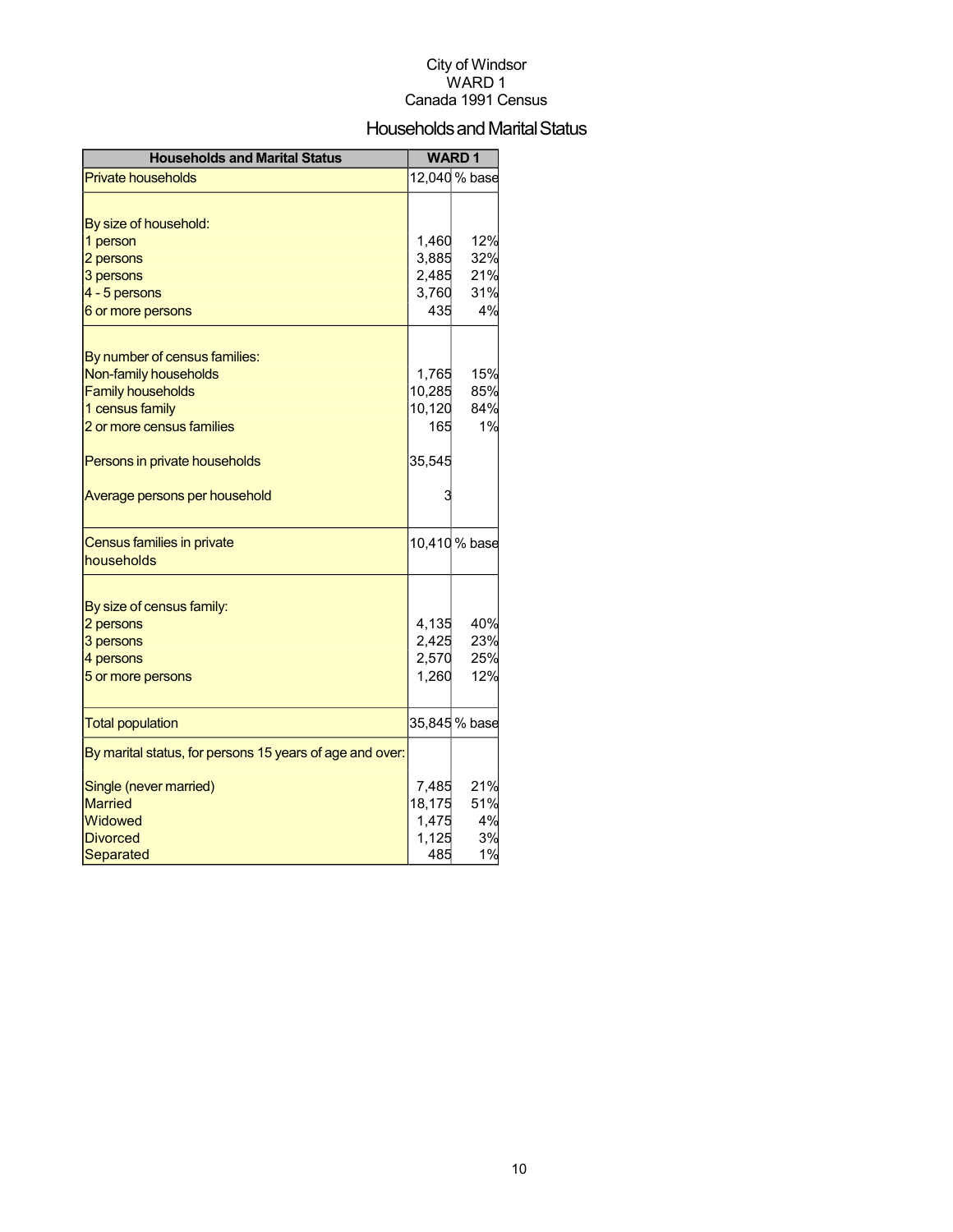City of Windsor
WARD 1
Canada 1991 Census

# Households and Marital Status

| Households and Marital Status | WARD 1 | |
|---|---|---|
| Private households | 12,040 | % base |
| | | |
| By size of household: | | |
| 1 person | 1,460 | 12% |
| 2 persons | 3,885 | 32% |
| 3 persons | 2,485 | 21% |
| 4 - 5 persons | 3,760 | 31% |
| 6 or more persons | 435 | 4% |
| | | |
| By number of census families: | | |
| Non-family households | 1,765 | 15% |
| Family households | 10,285 | 85% |
| 1 census family | 10,120 | 84% |
| 2 or more census families | 165 | 1% |
| | | |
| Persons in private households | 35,545 | |
| | | |
| Average persons per household | 3 | |
| | | |
| Census families in private households | 10,410 | % base |
| | | |
| By size of census family: | | |
| 2 persons | 4,135 | 40% |
| 3 persons | 2,425 | 23% |
| 4 persons | 2,570 | 25% |
| 5 or more persons | 1,260 | 12% |
| | | |
| Total population | 35,845 | % base |
| By marital status, for persons 15 years of age and over: | | |
| Single (never married) | 7,485 | 21% |
| Married | 18,175 | 51% |
| Widowed | 1,475 | 4% |
| Divorced | 1,125 | 3% |
| Separated | 485 | 1% |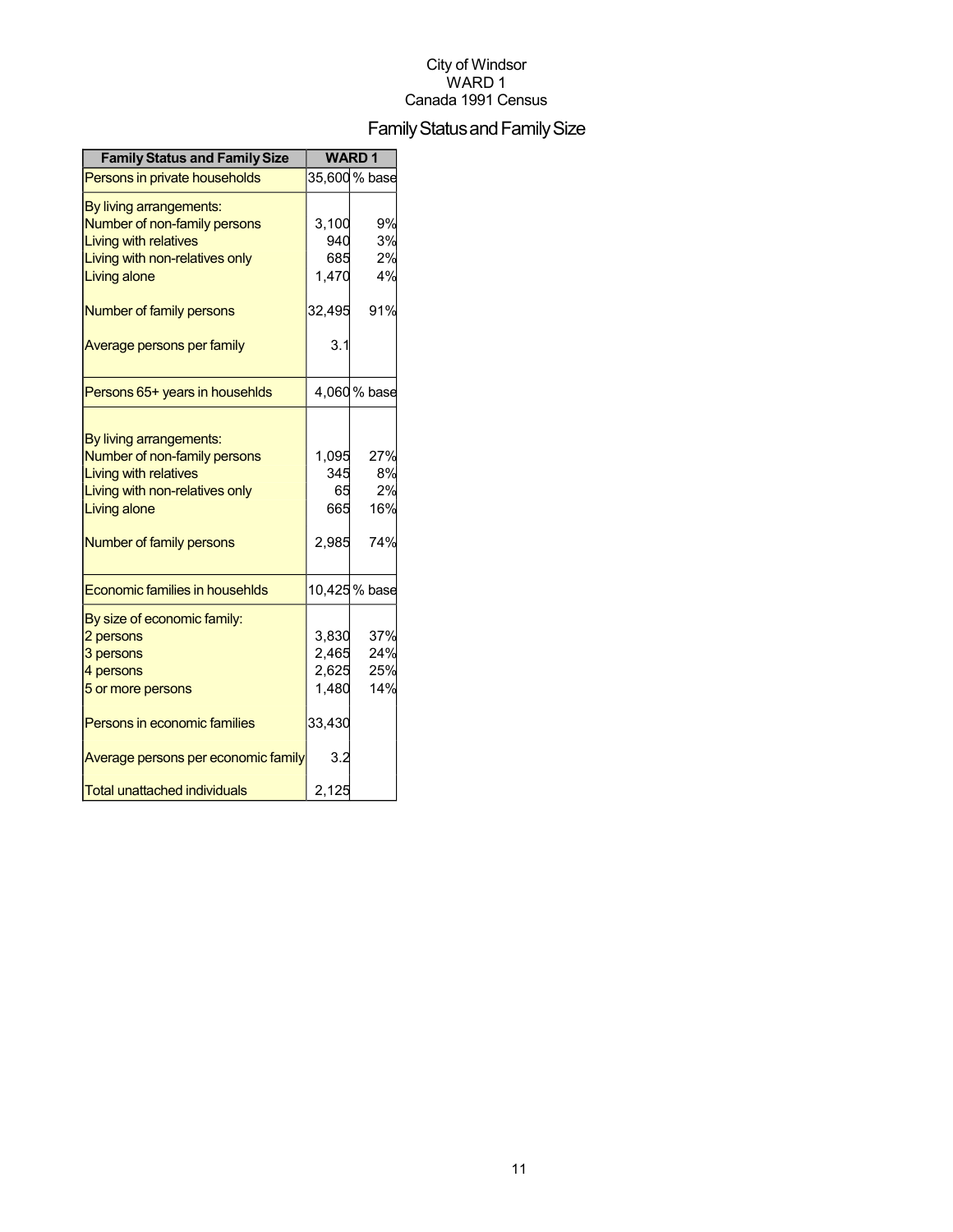City of Windsor
WARD 1
Canada 1991 Census

# Family Status and Family Size

| Family Status and Family Size | WARD 1 | |
|---|---|---|
| Persons in private households | 35,600 | % base |
| By living arrangements: | | |
| Number of non-family persons | 3,100 | 9% |
| Living with relatives | 940 | 3% |
| Living with non-relatives only | 685 | 2% |
| Living alone | 1,470 | 4% |
| Number of family persons | 32,495 | 91% |
| Average persons per family | 3.1 | |
| Persons 65+ years in househlds | 4,060 | % base |
| By living arrangements: | | |
| Number of non-family persons | 1,095 | 27% |
| Living with relatives | 345 | 8% |
| Living with non-relatives only | 65 | 2% |
| Living alone | 665 | 16% |
| Number of family persons | 2,985 | 74% |
| Economic families in househlds | 10,425 | % base |
| By size of economic family: | | |
| 2 persons | 3,830 | 37% |
| 3 persons | 2,465 | 24% |
| 4 persons | 2,625 | 25% |
| 5 or more persons | 1,480 | 14% |
| Persons in economic families | 33,430 | |
| Average persons per economic family | 3.2 | |
| Total unattached individuals | 2,125 | |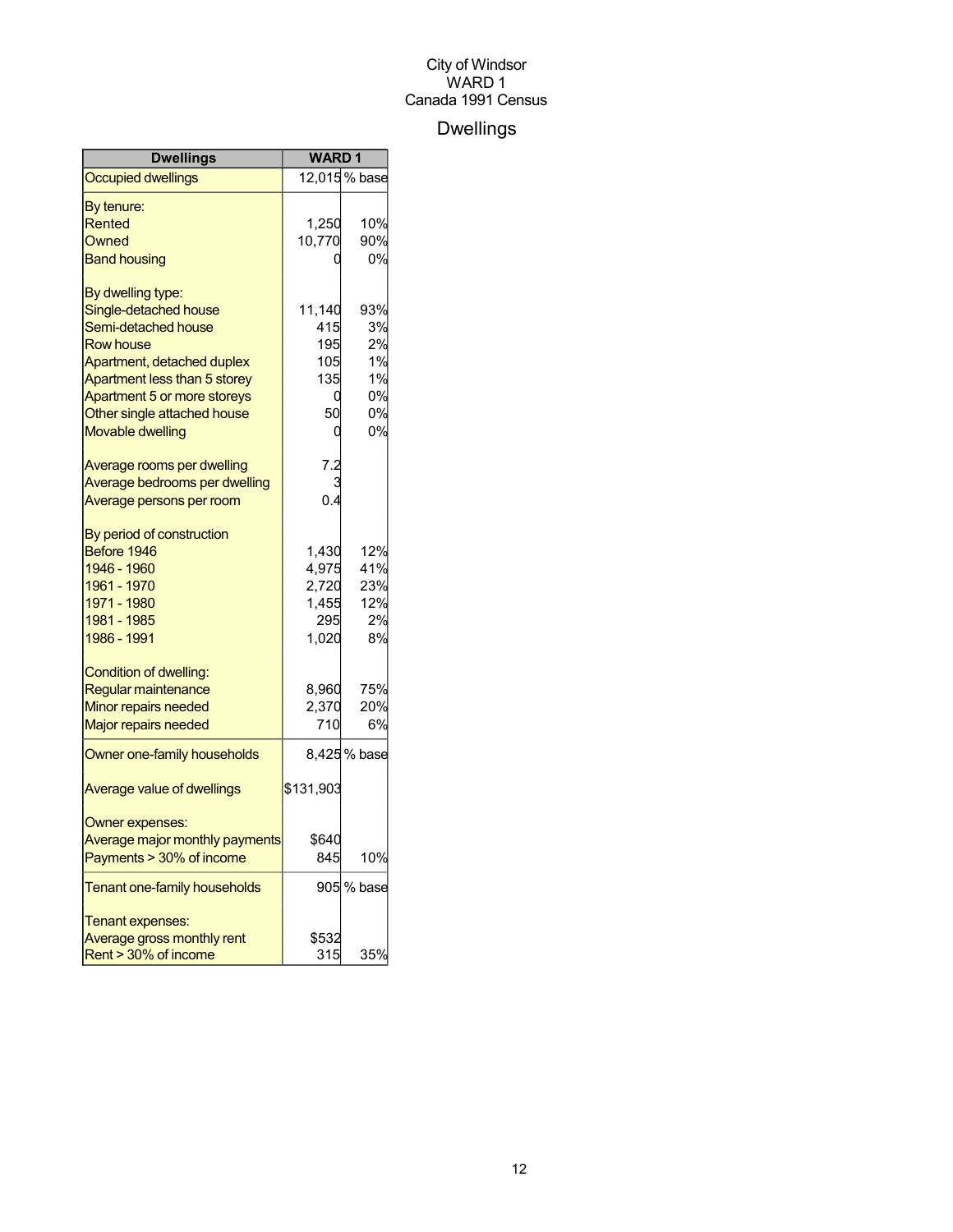City of Windsor
WARD 1
Canada 1991 Census

# Dwellings

| Dwellings | WARD 1 | |
|---|---|---|
| Occupied dwellings | 12,015 | % base |
| By tenure: | | |
| Rented | 1,250 | 10% |
| Owned | 10,770 | 90% |
| Band housing | 0 | 0% |
| By dwelling type: | | |
| Single-detached house | 11,140 | 93% |
| Semi-detached house | 415 | 3% |
| Row house | 195 | 2% |
| Apartment, detached duplex | 105 | 1% |
| Apartment less than 5 storey | 135 | 1% |
| Apartment 5 or more storeys | 0 | 0% |
| Other single attached house | 50 | 0% |
| Movable dwelling | 0 | 0% |
| Average rooms per dwelling | 7.2 | |
| Average bedrooms per dwelling | 3 | |
| Average persons per room | 0.4 | |
| By period of construction | | |
| Before 1946 | 1,430 | 12% |
| 1946 - 1960 | 4,975 | 41% |
| 1961 - 1970 | 2,720 | 23% |
| 1971 - 1980 | 1,455 | 12% |
| 1981 - 1985 | 295 | 2% |
| 1986 - 1991 | 1,020 | 8% |
| Condition of dwelling: | | |
| Regular maintenance | 8,960 | 75% |
| Minor repairs needed | 2,370 | 20% |
| Major repairs needed | 710 | 6% |
| Owner one-family households | 8,425 | % base |
| Average value of dwellings | $131,903 | |
| Owner expenses: | | |
| Average major monthly payments | $640 | |
| Payments > 30% of income | 845 | 10% |
| Tenant one-family households | 905 | % base |
| Tenant expenses: | | |
| Average gross monthly rent | $532 | |
| Rent > 30% of income | 315 | 35% |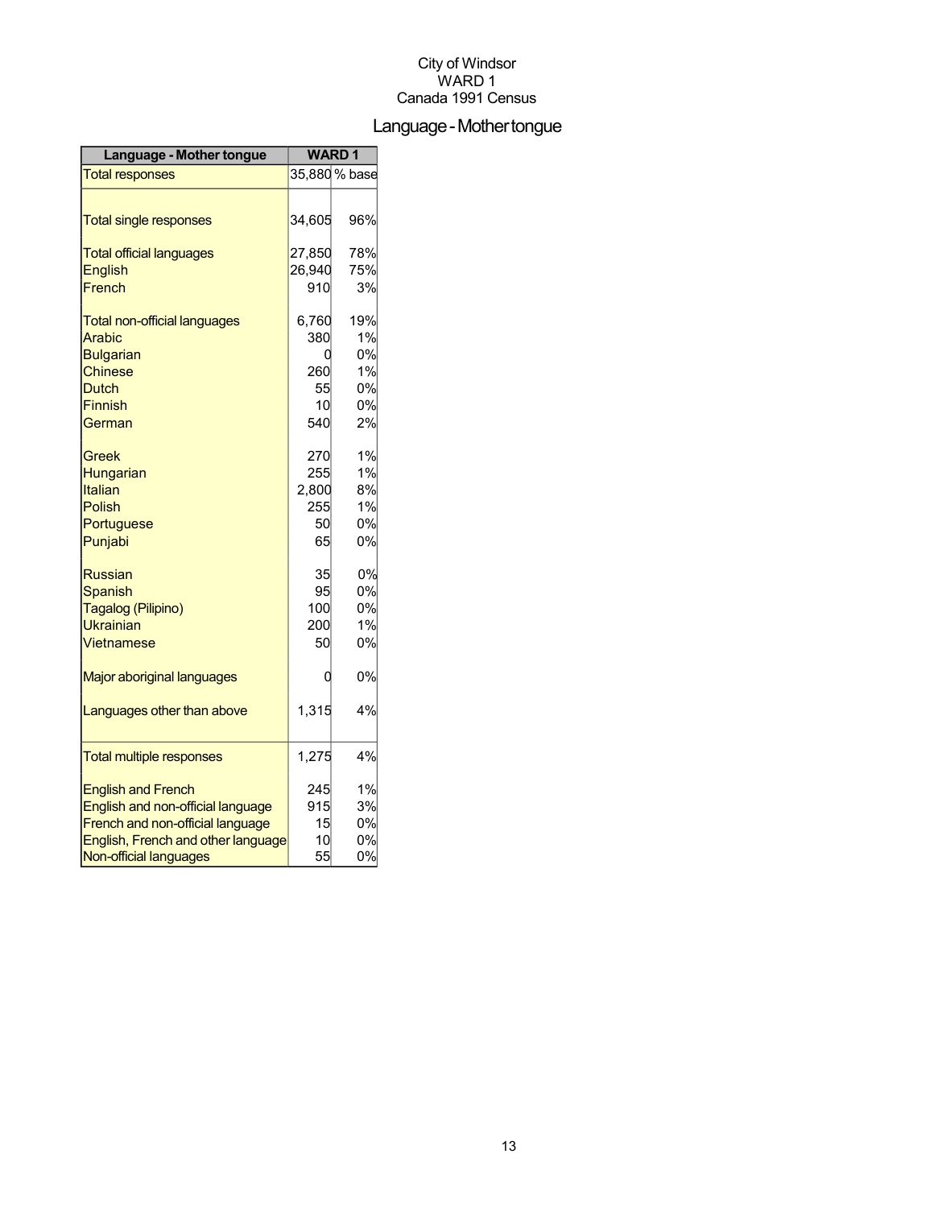City of Windsor
WARD 1
Canada 1991 Census

# Language - Mother tongue

| Language - Mother tongue | WARD 1 | |
|---|---|---|
| Total responses | 35,880 | % base |
| Total single responses | 34,605 | 96% |
| Total official languages | 27,850 | 78% |
| English | 26,940 | 75% |
| French | 910 | 3% |
| Total non-official languages | 6,760 | 19% |
| Arabic | 380 | 1% |
| Bulgarian | 0 | 0% |
| Chinese | 260 | 1% |
| Dutch | 55 | 0% |
| Finnish | 10 | 0% |
| German | 540 | 2% |
| Greek | 270 | 1% |
| Hungarian | 255 | 1% |
| Italian | 2,800 | 8% |
| Polish | 255 | 1% |
| Portuguese | 50 | 0% |
| Punjabi | 65 | 0% |
| Russian | 35 | 0% |
| Spanish | 95 | 0% |
| Tagalog (Pilipino) | 100 | 0% |
| Ukrainian | 200 | 1% |
| Vietnamese | 50 | 0% |
| Major aboriginal languages | 0 | 0% |
| Languages other than above | 1,315 | 4% |
| Total multiple responses | 1,275 | 4% |
| English and French | 245 | 1% |
| English and non-official language | 915 | 3% |
| French and non-official language | 15 | 0% |
| English, French and other language | 10 | 0% |
| Non-official languages | 55 | 0% |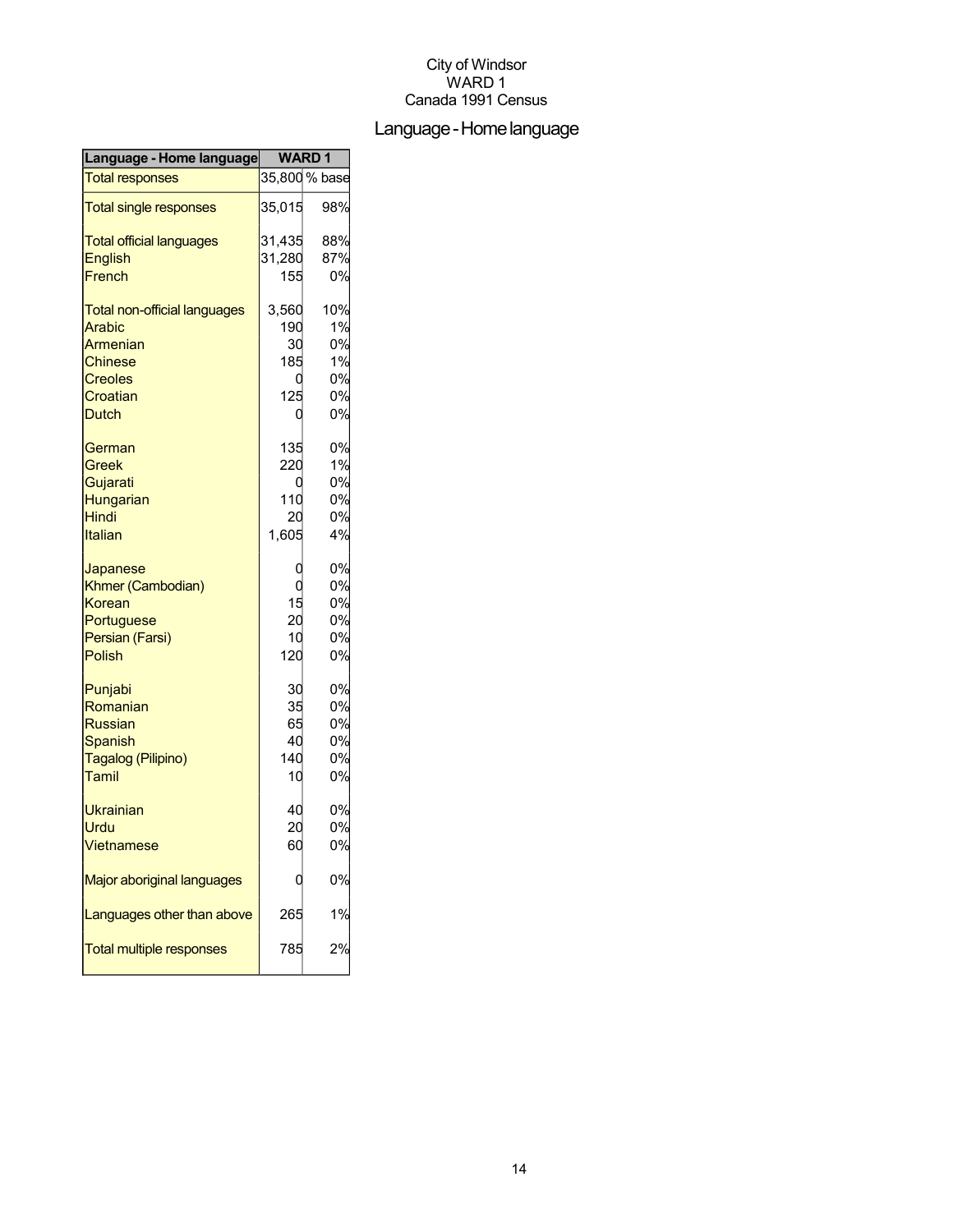City of Windsor
WARD 1
Canada 1991 Census

# Language - Home language

| Language - Home language | WARD 1 | |
|---|---|---|
| Total responses | 35,800 | % base |
| Total single responses | 35,015 | 98% |
| Total official languages | 31,435 | 88% |
| English | 31,280 | 87% |
| French | 155 | 0% |
| Total non-official languages | 3,560 | 10% |
| Arabic | 190 | 1% |
| Armenian | 30 | 0% |
| Chinese | 185 | 1% |
| Creoles | 0 | 0% |
| Croatian | 125 | 0% |
| Dutch | 0 | 0% |
| German | 135 | 0% |
| Greek | 220 | 1% |
| Gujarati | 0 | 0% |
| Hungarian | 110 | 0% |
| Hindi | 20 | 0% |
| Italian | 1,605 | 4% |
| Japanese | 0 | 0% |
| Khmer (Cambodian) | 0 | 0% |
| Korean | 15 | 0% |
| Portuguese | 20 | 0% |
| Persian (Farsi) | 10 | 0% |
| Polish | 120 | 0% |
| Punjabi | 30 | 0% |
| Romanian | 35 | 0% |
| Russian | 65 | 0% |
| Spanish | 40 | 0% |
| Tagalog (Pilipino) | 140 | 0% |
| Tamil | 10 | 0% |
| Ukrainian | 40 | 0% |
| Urdu | 20 | 0% |
| Vietnamese | 60 | 0% |
| Major aboriginal languages | 0 | 0% |
| Languages other than above | 265 | 1% |
| Total multiple responses | 785 | 2% |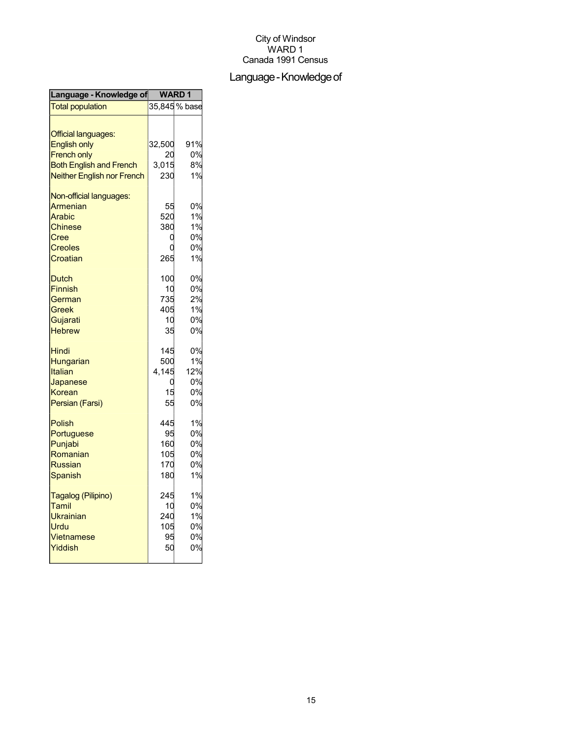City of Windsor
WARD 1
Canada 1991 Census

# Language - Knowledge of

| Language - Knowledge of | WARD 1 | |
|---|---|---|
| Total population | 35,845 | % base |
| | | |
| Official languages: | | |
| English only | 32,500 | 91% |
| French only | 20 | 0% |
| Both English and French | 3,015 | 8% |
| Neither English nor French | 230 | 1% |
| | | |
| Non-official languages: | | |
| Armenian | 55 | 0% |
| Arabic | 520 | 1% |
| Chinese | 380 | 1% |
| Cree | 0 | 0% |
| Creoles | 0 | 0% |
| Croatian | 265 | 1% |
| | | |
| Dutch | 100 | 0% |
| Finnish | 10 | 0% |
| German | 735 | 2% |
| Greek | 405 | 1% |
| Gujarati | 10 | 0% |
| Hebrew | 35 | 0% |
| | | |
| Hindi | 145 | 0% |
| Hungarian | 500 | 1% |
| Italian | 4,145 | 12% |
| Japanese | 0 | 0% |
| Korean | 15 | 0% |
| Persian (Farsi) | 55 | 0% |
| | | |
| Polish | 445 | 1% |
| Portuguese | 95 | 0% |
| Punjabi | 160 | 0% |
| Romanian | 105 | 0% |
| Russian | 170 | 0% |
| Spanish | 180 | 1% |
| | | |
| Tagalog (Pilipino) | 245 | 1% |
| Tamil | 10 | 0% |
| Ukrainian | 240 | 1% |
| Urdu | 105 | 0% |
| Vietnamese | 95 | 0% |
| Yiddish | 50 | 0% |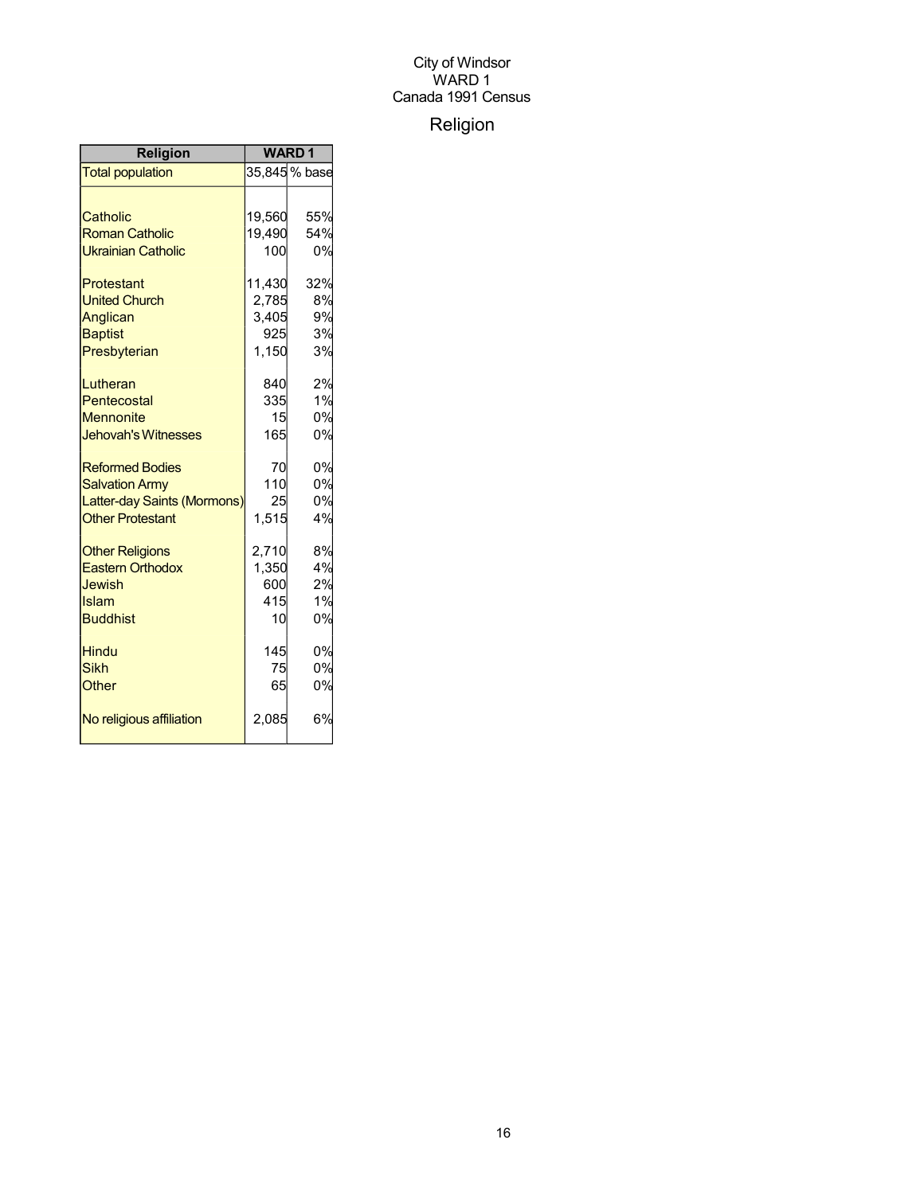City of Windsor
WARD 1
Canada 1991 Census

# Religion

| Religion | WARD 1 | |
|---|---|---|
| Total population | 35,845 | % base |
| | | |
| Catholic | 19,560 | 55% |
| Roman Catholic | 19,490 | 54% |
| Ukrainian Catholic | 100 | 0% |
| | | |
| Protestant | 11,430 | 32% |
| United Church | 2,785 | 8% |
| Anglican | 3,405 | 9% |
| Baptist | 925 | 3% |
| Presbyterian | 1,150 | 3% |
| | | |
| Lutheran | 840 | 2% |
| Pentecostal | 335 | 1% |
| Mennonite | 15 | 0% |
| Jehovah's Witnesses | 165 | 0% |
| | | |
| Reformed Bodies | 70 | 0% |
| Salvation Army | 110 | 0% |
| Latter-day Saints (Mormons) | 25 | 0% |
| Other Protestant | 1,515 | 4% |
| | | |
| Other Religions | 2,710 | 8% |
| Eastern Orthodox | 1,350 | 4% |
| Jewish | 600 | 2% |
| Islam | 415 | 1% |
| Buddhist | 10 | 0% |
| | | |
| Hindu | 145 | 0% |
| Sikh | 75 | 0% |
| Other | 65 | 0% |
| | | |
| No religious affiliation | 2,085 | 6% |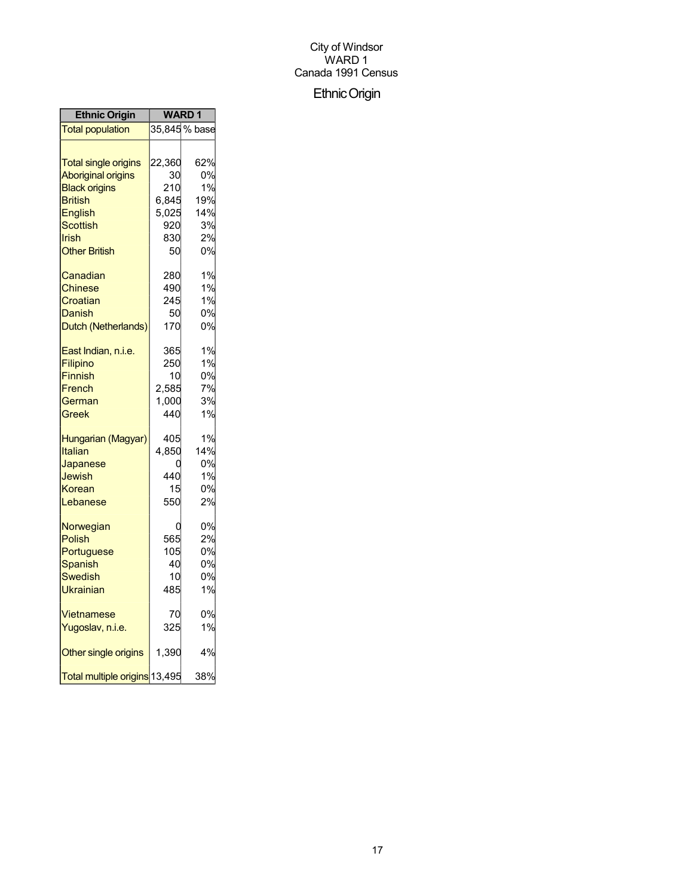City of Windsor
WARD 1
Canada 1991 Census

# Ethnic Origin

| Ethnic Origin | WARD 1 | |
|---|---|---|
| Total population | 35,845 | % base |
| | | |
| Total single origins | 22,360 | 62% |
| Aboriginal origins | 30 | 0% |
| Black origins | 210 | 1% |
| British | 6,845 | 19% |
| English | 5,025 | 14% |
| Scottish | 920 | 3% |
| Irish | 830 | 2% |
| Other British | 50 | 0% |
| | | |
| Canadian | 280 | 1% |
| Chinese | 490 | 1% |
| Croatian | 245 | 1% |
| Danish | 50 | 0% |
| Dutch (Netherlands) | 170 | 0% |
| | | |
| East Indian, n.i.e. | 365 | 1% |
| Filipino | 250 | 1% |
| Finnish | 10 | 0% |
| French | 2,585 | 7% |
| German | 1,000 | 3% |
| Greek | 440 | 1% |
| | | |
| Hungarian (Magyar) | 405 | 1% |
| Italian | 4,850 | 14% |
| Japanese | 0 | 0% |
| Jewish | 440 | 1% |
| Korean | 15 | 0% |
| Lebanese | 550 | 2% |
| | | |
| Norwegian | 0 | 0% |
| Polish | 565 | 2% |
| Portuguese | 105 | 0% |
| Spanish | 40 | 0% |
| Swedish | 10 | 0% |
| Ukrainian | 485 | 1% |
| | | |
| Vietnamese | 70 | 0% |
| Yugoslav, n.i.e. | 325 | 1% |
| | | |
| Other single origins | 1,390 | 4% |
| | | |
| Total multiple origins | 13,495 | 38% |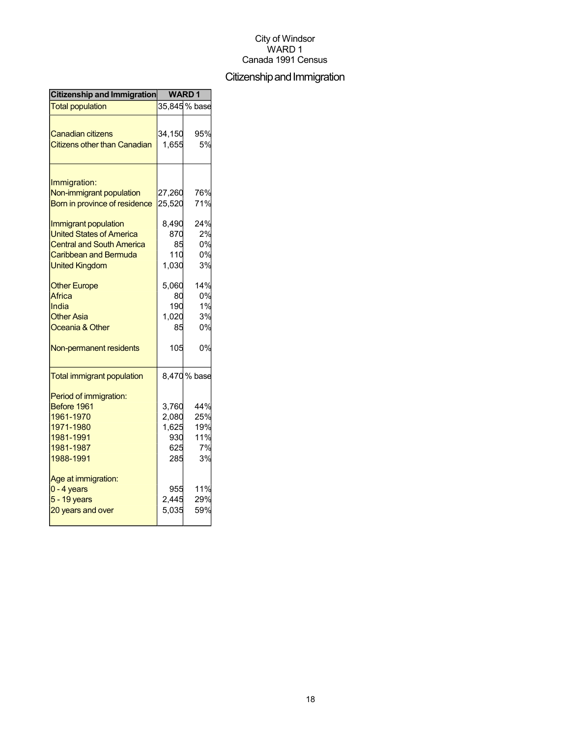City of Windsor
WARD 1
Canada 1991 Census

# Citizenship and Immigration

| Citizenship and Immigration | WARD 1 | |
|---|---|---|
| Total population | 35,845 | % base |
| | | |
| Canadian citizens | 34,150 | 95% |
| Citizens other than Canadian | 1,655 | 5% |
| | | |
| Immigration: | | |
| Non-immigrant population | 27,260 | 76% |
| Born in province of residence | 25,520 | 71% |
| | | |
| Immigrant population | 8,490 | 24% |
| United States of America | 870 | 2% |
| Central and South America | 85 | 0% |
| Caribbean and Bermuda | 110 | 0% |
| United Kingdom | 1,030 | 3% |
| | | |
| Other Europe | 5,060 | 14% |
| Africa | 80 | 0% |
| India | 190 | 1% |
| Other Asia | 1,020 | 3% |
| Oceania & Other | 85 | 0% |
| | | |
| Non-permanent residents | 105 | 0% |
| | | |
| Total immigrant population | 8,470 | % base |
| | | |
| Period of immigration: | | |
| Before 1961 | 3,760 | 44% |
| 1961-1970 | 2,080 | 25% |
| 1971-1980 | 1,625 | 19% |
| 1981-1991 | 930 | 11% |
| 1981-1987 | 625 | 7% |
| 1988-1991 | 285 | 3% |
| | | |
| Age at immigration: | | |
| 0 - 4 years | 955 | 11% |
| 5 - 19 years | 2,445 | 29% |
| 20 years and over | 5,035 | 59% |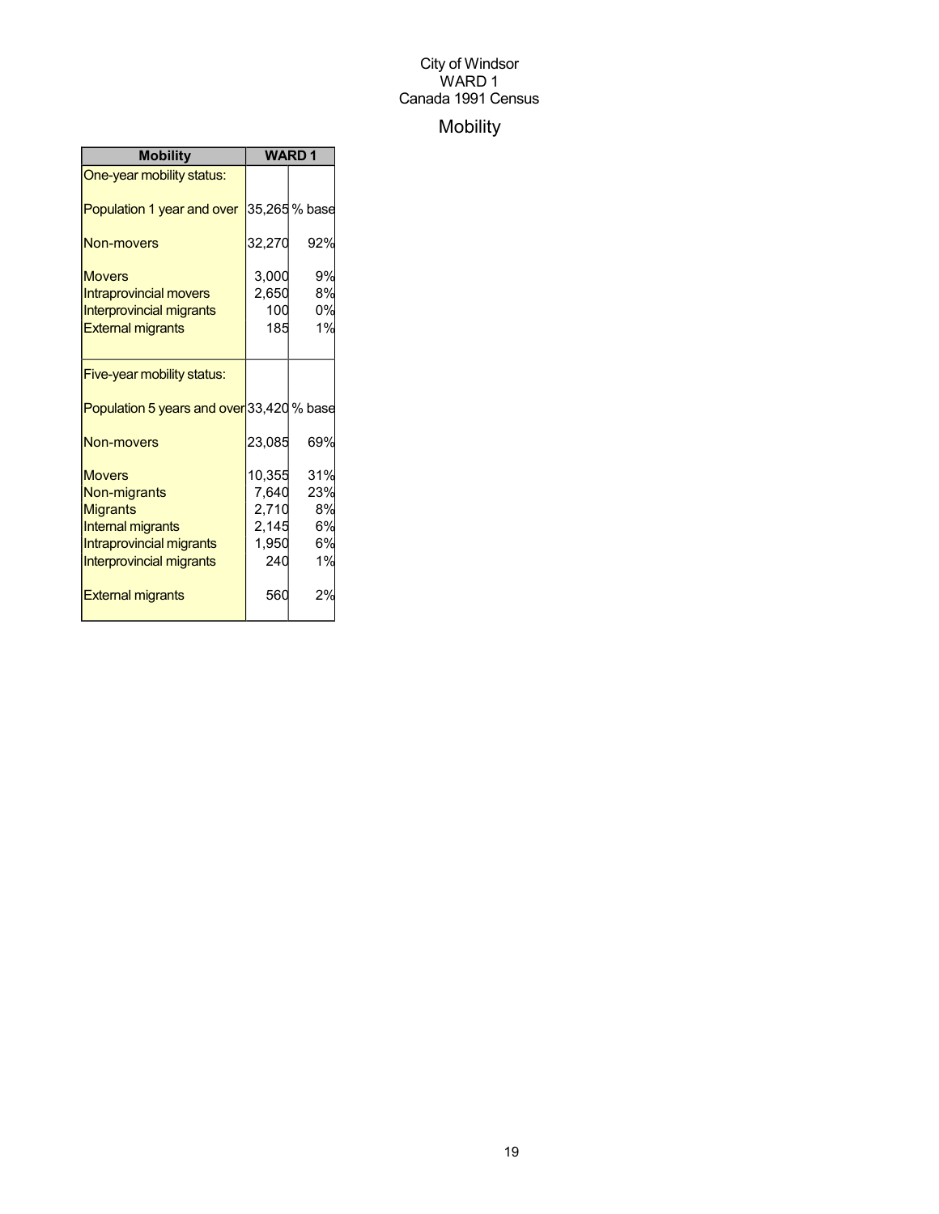City of Windsor
WARD 1
Canada 1991 Census

# Mobility

| Mobility | WARD 1 | |
|---|---|---|
| One-year mobility status: | | |
| Population 1 year and over | 35,265 | % base |
| Non-movers | 32,270 | 92% |
| Movers | 3,000 | 9% |
| Intraprovincial movers | 2,650 | 8% |
| Interprovincial migrants | 100 | 0% |
| External migrants | 185 | 1% |
| Five-year mobility status: | | |
| Population 5 years and over | 33,420 | % base |
| Non-movers | 23,085 | 69% |
| Movers | 10,355 | 31% |
| Non-migrants | 7,640 | 23% |
| Migrants | 2,710 | 8% |
| Internal migrants | 2,145 | 6% |
| Intraprovincial migrants | 1,950 | 6% |
| Interprovincial migrants | 240 | 1% |
| External migrants | 560 | 2% |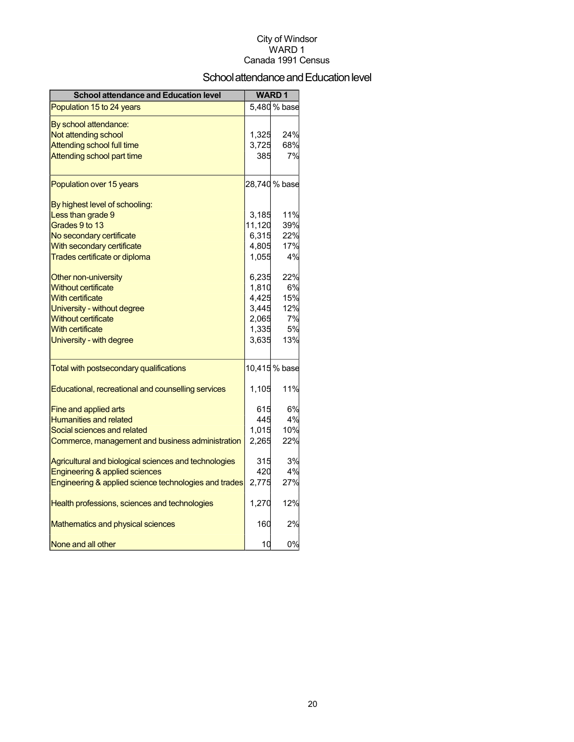City of Windsor
WARD 1
Canada 1991 Census

# School attendance and Education level

| School attendance and Education level | WARD 1 | |
|---|---|---|
| Population 15 to 24 years | 5,480 | % base |
| By school attendance: | | |
| Not attending school | 1,325 | 24% |
| Attending school full time | 3,725 | 68% |
| Attending school part time | 385 | 7% |
| Population over 15 years | 28,740 | % base |
| By highest level of schooling: | | |
| Less than grade 9 | 3,185 | 11% |
| Grades 9 to 13 | 11,120 | 39% |
| No secondary certificate | 6,315 | 22% |
| With secondary certificate | 4,805 | 17% |
| Trades certificate or diploma | 1,055 | 4% |
| Other non-university | 6,235 | 22% |
| Without certificate | 1,810 | 6% |
| With certificate | 4,425 | 15% |
| University - without degree | 3,445 | 12% |
| Without certificate | 2,065 | 7% |
| With certificate | 1,335 | 5% |
| University - with degree | 3,635 | 13% |
| Total with postsecondary qualifications | 10,415 | % base |
| Educational, recreational and counselling services | 1,105 | 11% |
| Fine and applied arts | 615 | 6% |
| Humanities and related | 445 | 4% |
| Social sciences and related | 1,015 | 10% |
| Commerce, management and business administration | 2,265 | 22% |
| Agricultural and biological sciences and technologies | 315 | 3% |
| Engineering & applied sciences | 420 | 4% |
| Engineering & applied science technologies and trades | 2,775 | 27% |
| Health professions, sciences and technologies | 1,270 | 12% |
| Mathematics and physical sciences | 160 | 2% |
| None and all other | 10 | 0% |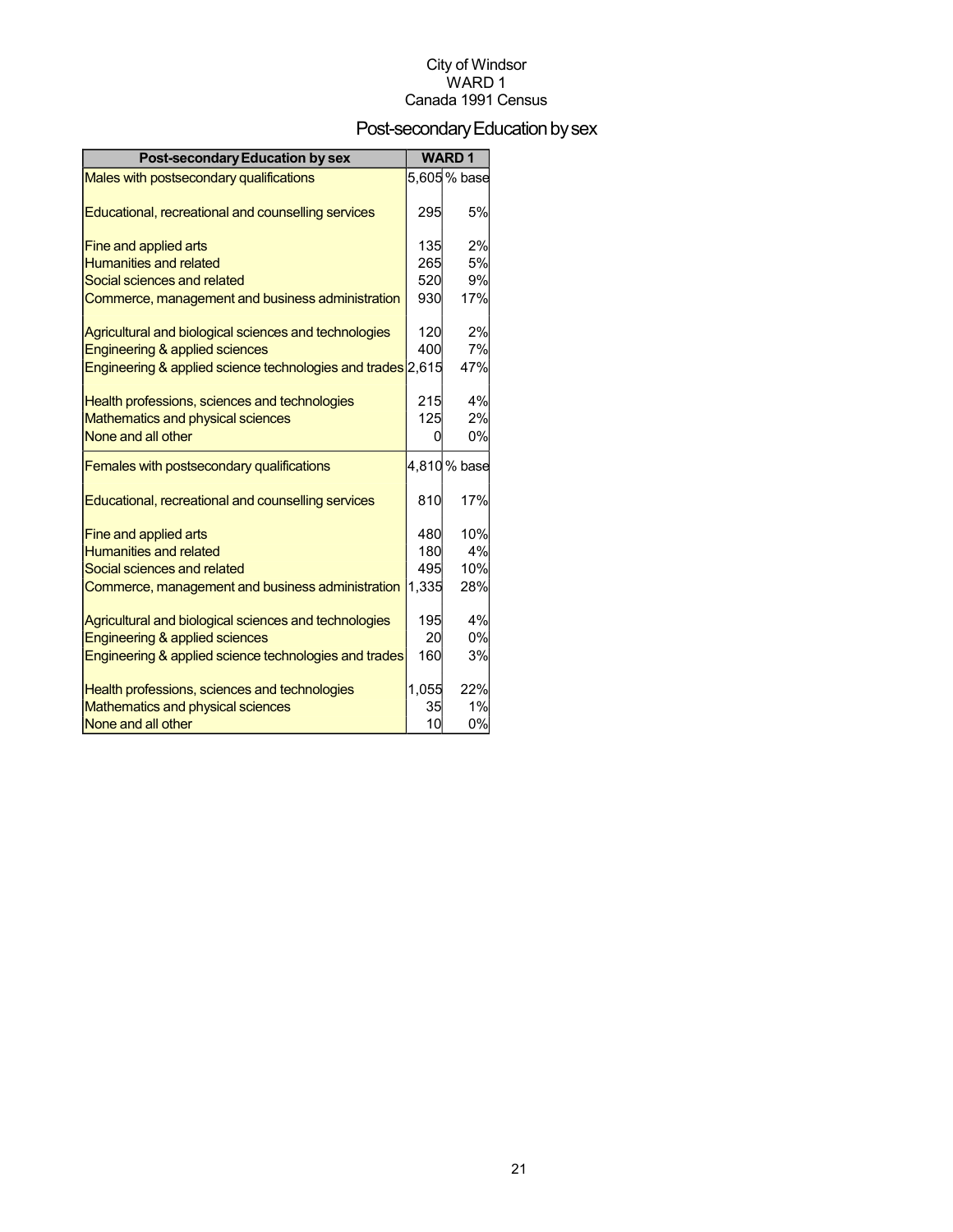City of Windsor
WARD 1
Canada 1991 Census

# Post-secondary Education by sex

| Post-secondary Education by sex | WARD 1 | |
|---|---|---|
| Males with postsecondary qualifications | 5,605 | % base |
| Educational, recreational and counselling services | 295 | 5% |
| Fine and applied arts | 135 | 2% |
| Humanities and related | 265 | 5% |
| Social sciences and related | 520 | 9% |
| Commerce, management and business administration | 930 | 17% |
| Agricultural and biological sciences and technologies | 120 | 2% |
| Engineering & applied sciences | 400 | 7% |
| Engineering & applied science technologies and trades | 2,615 | 47% |
| Health professions, sciences and technologies | 215 | 4% |
| Mathematics and physical sciences | 125 | 2% |
| None and all other | 0 | 0% |
| Females with postsecondary qualifications | 4,810 | % base |
| Educational, recreational and counselling services | 810 | 17% |
| Fine and applied arts | 480 | 10% |
| Humanities and related | 180 | 4% |
| Social sciences and related | 495 | 10% |
| Commerce, management and business administration | 1,335 | 28% |
| Agricultural and biological sciences and technologies | 195 | 4% |
| Engineering & applied sciences | 20 | 0% |
| Engineering & applied science technologies and trades | 160 | 3% |
| Health professions, sciences and technologies | 1,055 | 22% |
| Mathematics and physical sciences | 35 | 1% |
| None and all other | 10 | 0% |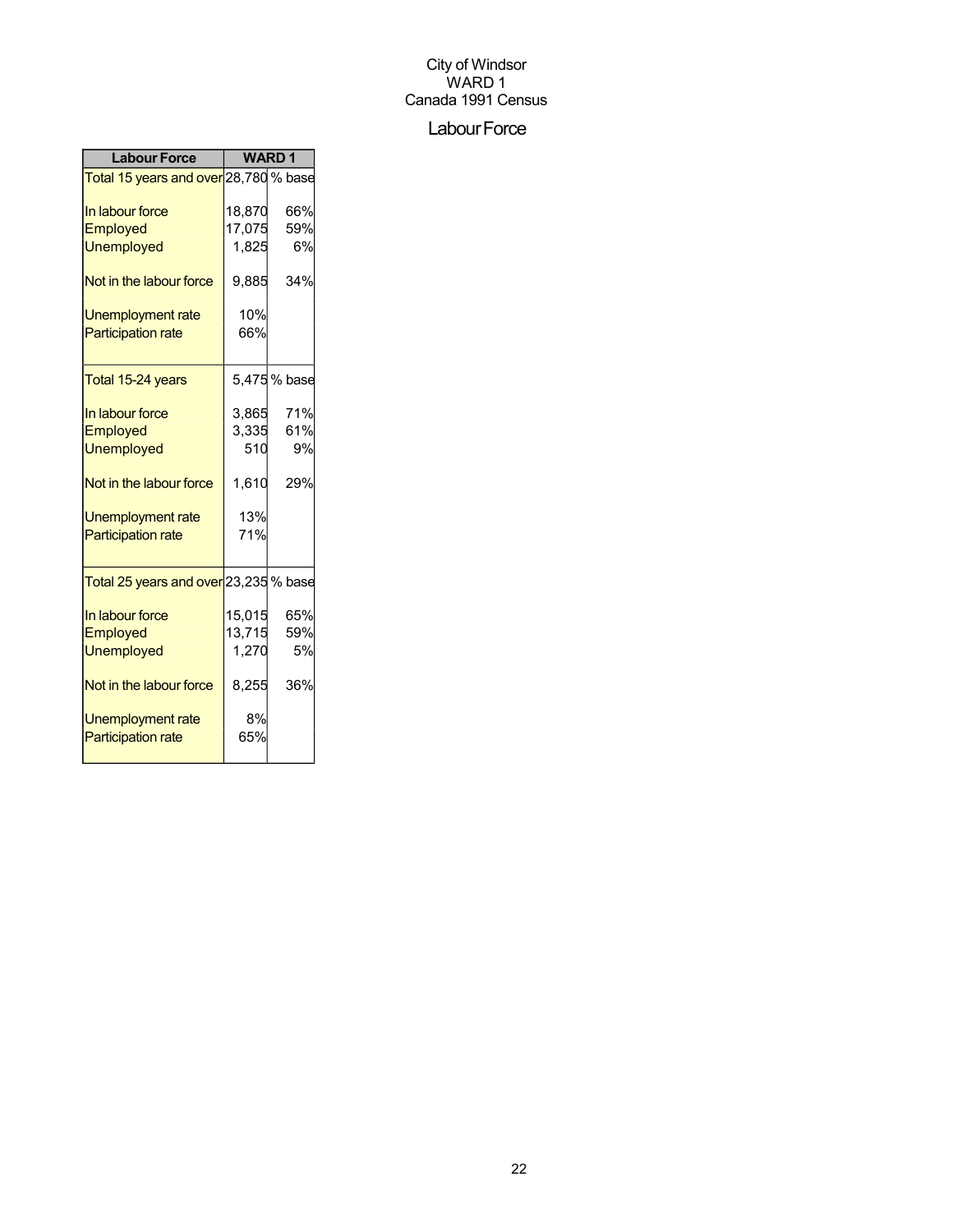City of Windsor
WARD 1
Canada 1991 Census

## Labour Force

| Labour Force | WARD 1 | |
|---|---|---|
| Total 15 years and over | 28,780 | % base |
| In labour force | 18,870 | 66% |
| Employed | 17,075 | 59% |
| Unemployed | 1,825 | 6% |
| Not in the labour force | 9,885 | 34% |
| Unemployment rate | 10% | |
| Participation rate | 66% | |
| Total 15-24 years | 5,475 | % base |
| In labour force | 3,865 | 71% |
| Employed | 3,335 | 61% |
| Unemployed | 510 | 9% |
| Not in the labour force | 1,610 | 29% |
| Unemployment rate | 13% | |
| Participation rate | 71% | |
| Total 25 years and over | 23,235 | % base |
| In labour force | 15,015 | 65% |
| Employed | 13,715 | 59% |
| Unemployed | 1,270 | 5% |
| Not in the labour force | 8,255 | 36% |
| Unemployment rate | 8% | |
| Participation rate | 65% | |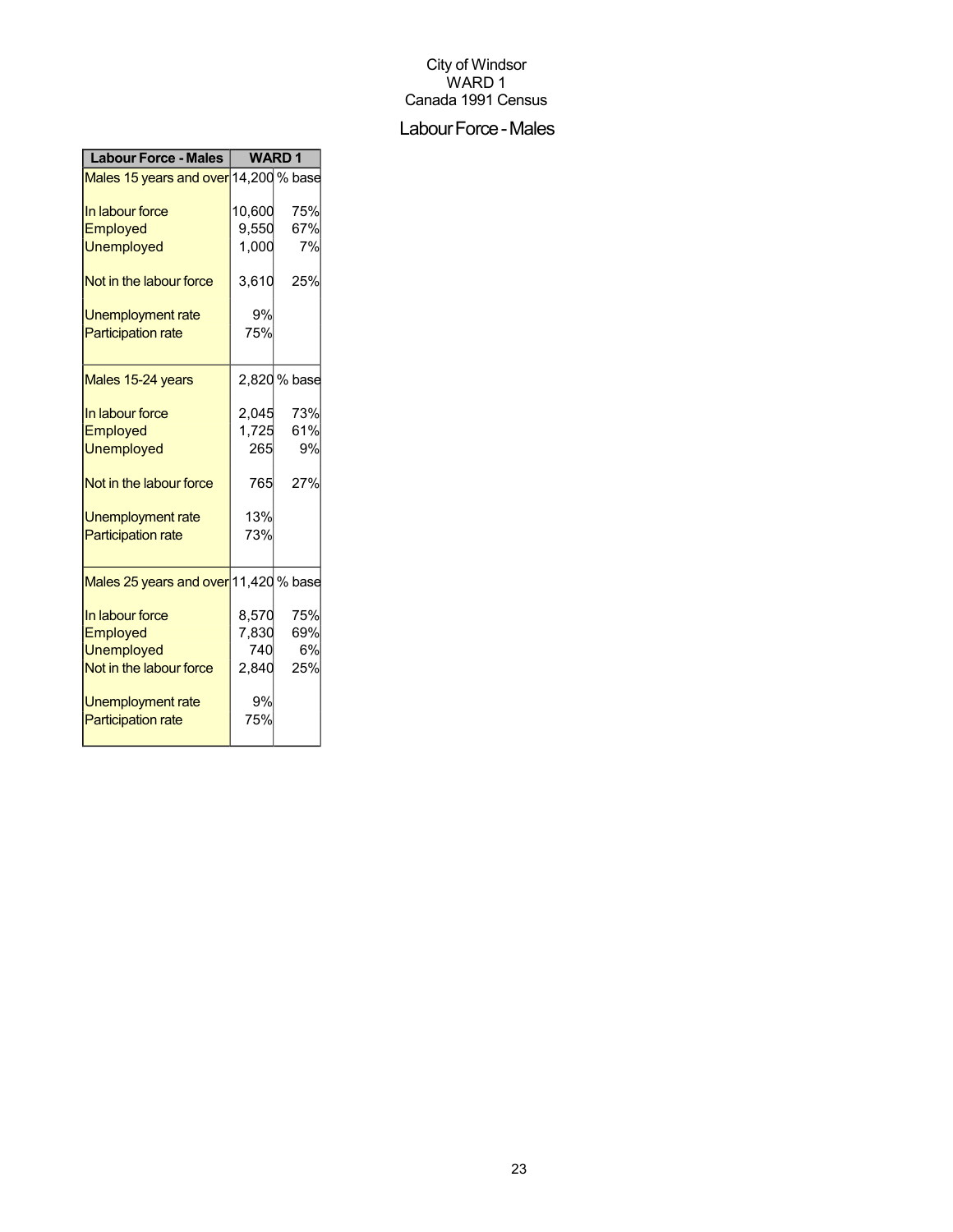City of Windsor
WARD 1
Canada 1991 Census

## Labour Force - Males

| Labour Force - Males | WARD 1 | |
|---|---|---|
| Males 15 years and over | 14,200 | % base |
| In labour force | 10,600 | 75% |
| Employed | 9,550 | 67% |
| Unemployed | 1,000 | 7% |
| Not in the labour force | 3,610 | 25% |
| Unemployment rate | 9% | |
| Participation rate | 75% | |
| Males 15-24 years | 2,820 | % base |
| In labour force | 2,045 | 73% |
| Employed | 1,725 | 61% |
| Unemployed | 265 | 9% |
| Not in the labour force | 765 | 27% |
| Unemployment rate | 13% | |
| Participation rate | 73% | |
| Males 25 years and over | 11,420 | % base |
| In labour force | 8,570 | 75% |
| Employed | 7,830 | 69% |
| Unemployed | 740 | 6% |
| Not in the labour force | 2,840 | 25% |
| Unemployment rate | 9% | |
| Participation rate | 75% | |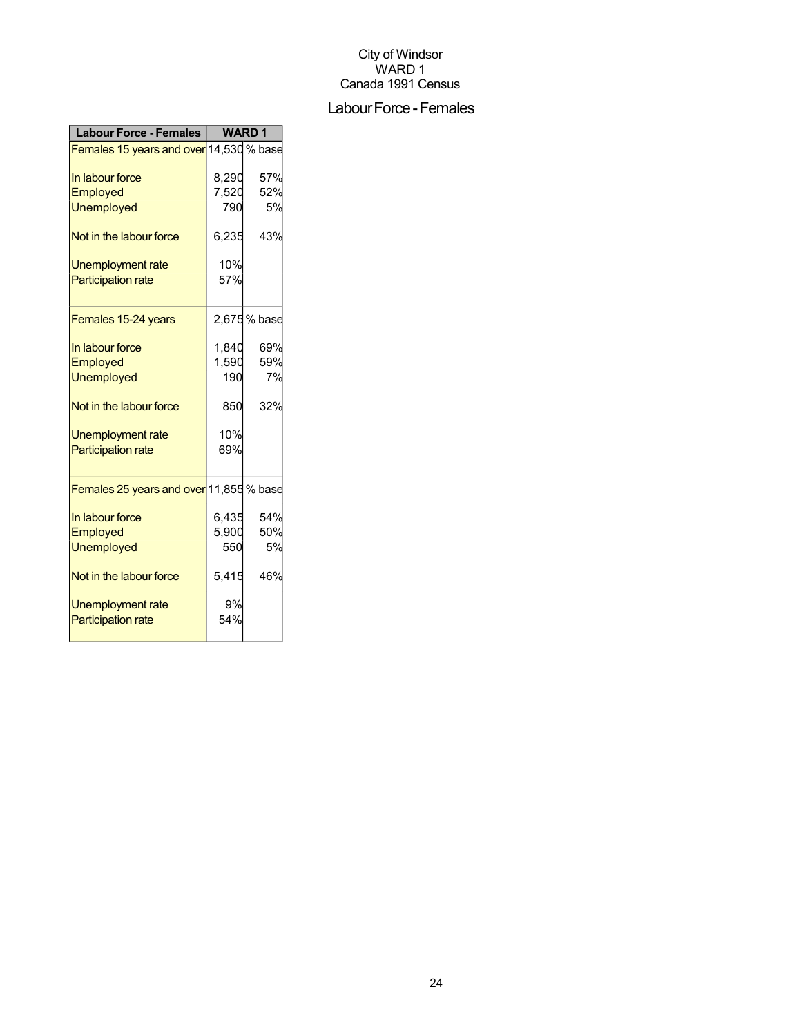City of Windsor
WARD 1
Canada 1991 Census

## Labour Force - Females

| Labour Force - Females | WARD 1 | |
|---|---|---|
| Females 15 years and over | 14,530 | % base |
| In labour force | 8,290 | 57% |
| Employed | 7,520 | 52% |
| Unemployed | 790 | 5% |
| Not in the labour force | 6,235 | 43% |
| Unemployment rate | 10% | |
| Participation rate | 57% | |
| Females 15-24 years | 2,675 | % base |
| In labour force | 1,840 | 69% |
| Employed | 1,590 | 59% |
| Unemployed | 190 | 7% |
| Not in the labour force | 850 | 32% |
| Unemployment rate | 10% | |
| Participation rate | 69% | |
| Females 25 years and over | 11,855 | % base |
| In labour force | 6,435 | 54% |
| Employed | 5,900 | 50% |
| Unemployed | 550 | 5% |
| Not in the labour force | 5,415 | 46% |
| Unemployment rate | 9% | |
| Participation rate | 54% | |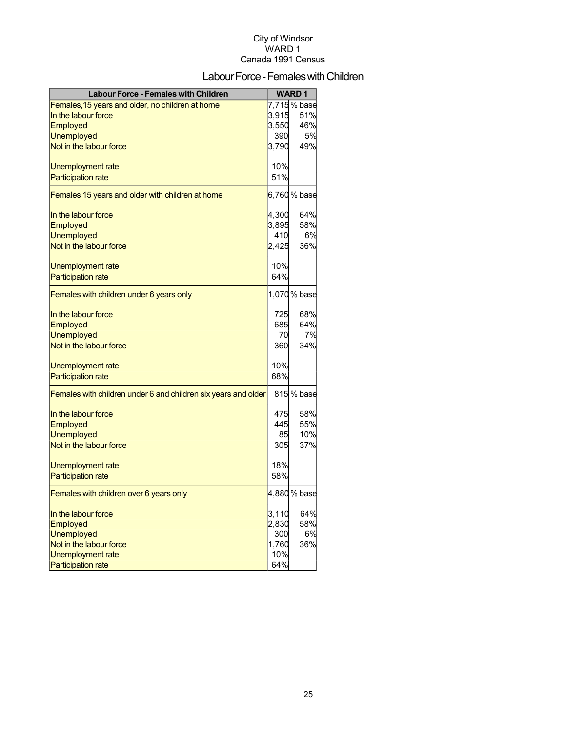City of Windsor
WARD 1
Canada 1991 Census

# Labour Force - Females with Children

| Labour Force - Females with Children | WARD 1 | |
|---|---|---|
| Females,15 years and older, no children at home | 7,715 | % base |
| In the labour force | 3,915 | 51% |
| Employed | 3,550 | 46% |
| Unemployed | 390 | 5% |
| Not in the labour force | 3,790 | 49% |
| | | |
| Unemployment rate | 10% | |
| Participation rate | 51% | |
| Females 15 years and older with children at home | 6,760 | % base |
| | | |
| In the labour force | 4,300 | 64% |
| Employed | 3,895 | 58% |
| Unemployed | 410 | 6% |
| Not in the labour force | 2,425 | 36% |
| | | |
| Unemployment rate | 10% | |
| Participation rate | 64% | |
| Females with children under 6 years only | 1,070 | % base |
| | | |
| In the labour force | 725 | 68% |
| Employed | 685 | 64% |
| Unemployed | 70 | 7% |
| Not in the labour force | 360 | 34% |
| | | |
| Unemployment rate | 10% | |
| Participation rate | 68% | |
| Females with children under 6 and children six years and older | 815 | % base |
| | | |
| In the labour force | 475 | 58% |
| Employed | 445 | 55% |
| Unemployed | 85 | 10% |
| Not in the labour force | 305 | 37% |
| | | |
| Unemployment rate | 18% | |
| Participation rate | 58% | |
| Females with children over 6 years only | 4,880 | % base |
| | | |
| In the labour force | 3,110 | 64% |
| Employed | 2,830 | 58% |
| Unemployed | 300 | 6% |
| Not in the labour force | 1,760 | 36% |
| Unemployment rate | 10% | |
| Participation rate | 64% | |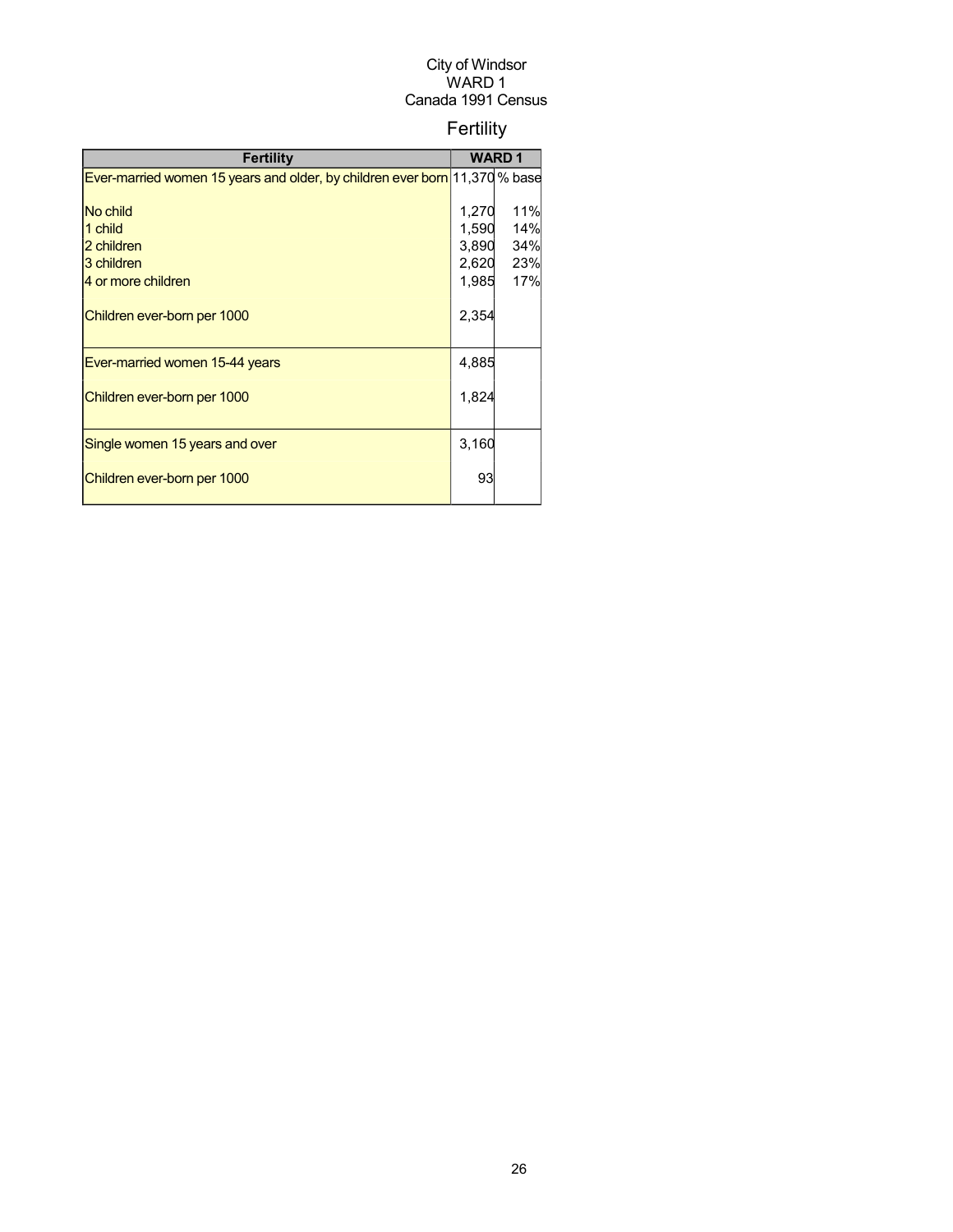City of Windsor
WARD 1
Canada 1991 Census

# Fertility

| Fertility | WARD 1 | |
|---|---|---|
| Ever-married women 15 years and older, by children ever born | 11,370 | % base |
| No child | 1,270 | 11% |
| 1 child | 1,590 | 14% |
| 2 children | 3,890 | 34% |
| 3 children | 2,620 | 23% |
| 4 or more children | 1,985 | 17% |
| Children ever-born per 1000 | 2,354 | |
| Ever-married women 15-44 years | 4,885 | |
| Children ever-born per 1000 | 1,824 | |
| Single women 15 years and over | 3,160 | |
| Children ever-born per 1000 | 93 | |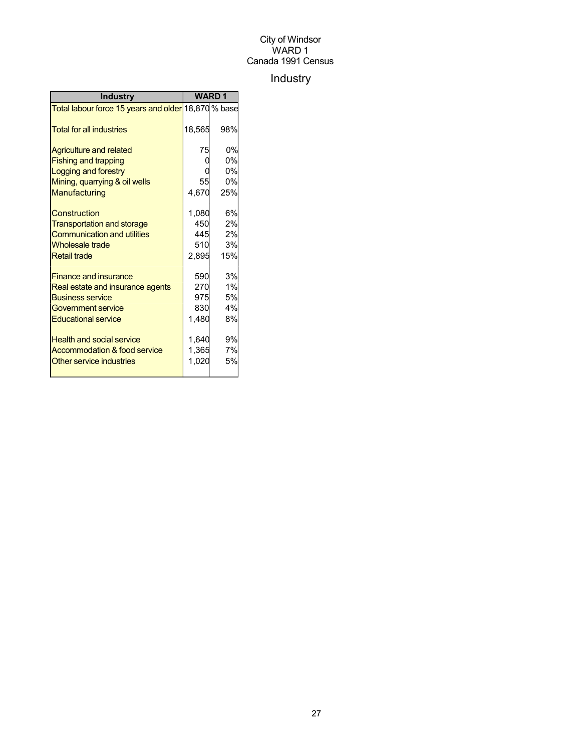City of Windsor
WARD 1
Canada 1991 Census

# Industry

| Industry | WARD 1 | |
|---|---|---|
| Total labour force 15 years and older | 18,870 | % base |
| Total for all industries | 18,565 | 98% |
| Agriculture and related | 75 | 0% |
| Fishing and trapping | 0 | 0% |
| Logging and forestry | 0 | 0% |
| Mining, quarrying & oil wells | 55 | 0% |
| Manufacturing | 4,670 | 25% |
| Construction | 1,080 | 6% |
| Transportation and storage | 450 | 2% |
| Communication and utilities | 445 | 2% |
| Wholesale trade | 510 | 3% |
| Retail trade | 2,895 | 15% |
| Finance and insurance | 590 | 3% |
| Real estate and insurance agents | 270 | 1% |
| Business service | 975 | 5% |
| Government service | 830 | 4% |
| Educational service | 1,480 | 8% |
| Health and social service | 1,640 | 9% |
| Accommodation & food service | 1,365 | 7% |
| Other service industries | 1,020 | 5% |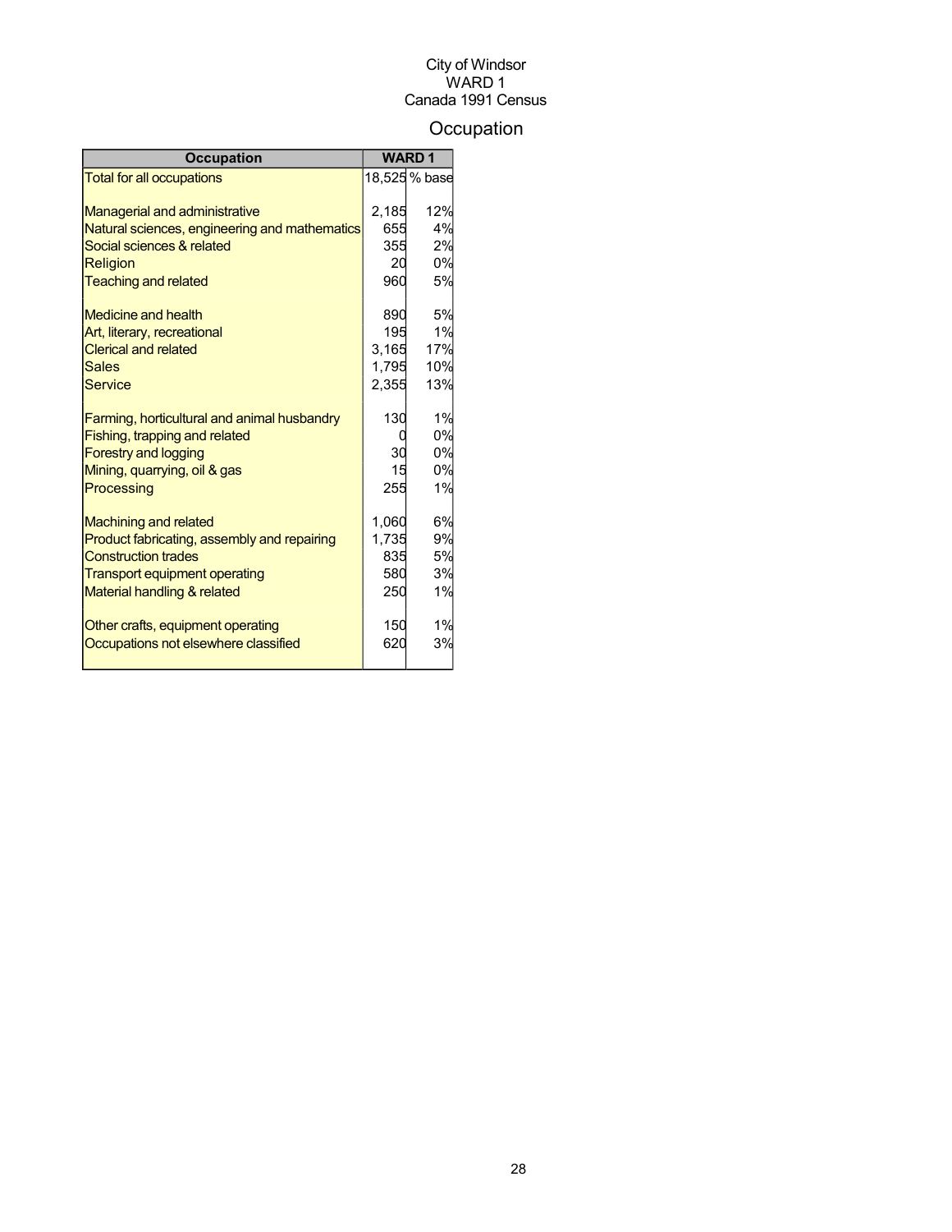City of Windsor
WARD 1
Canada 1991 Census

# Occupation

| Occupation | WARD 1 | |
|---|---|---|
| Total for all occupations | 18,525 | % base |
| | | |
| Managerial and administrative | 2,185 | 12% |
| Natural sciences, engineering and mathematics | 655 | 4% |
| Social sciences & related | 355 | 2% |
| Religion | 20 | 0% |
| Teaching and related | 960 | 5% |
| | | |
| Medicine and health | 890 | 5% |
| Art, literary, recreational | 195 | 1% |
| Clerical and related | 3,165 | 17% |
| Sales | 1,795 | 10% |
| Service | 2,355 | 13% |
| | | |
| Farming, horticultural and animal husbandry | 130 | 1% |
| Fishing, trapping and related | 0 | 0% |
| Forestry and logging | 30 | 0% |
| Mining, quarrying, oil & gas | 15 | 0% |
| Processing | 255 | 1% |
| | | |
| Machining and related | 1,060 | 6% |
| Product fabricating, assembly and repairing | 1,735 | 9% |
| Construction trades | 835 | 5% |
| Transport equipment operating | 580 | 3% |
| Material handling & related | 250 | 1% |
| | | |
| Other crafts, equipment operating | 150 | 1% |
| Occupations not elsewhere classified | 620 | 3% |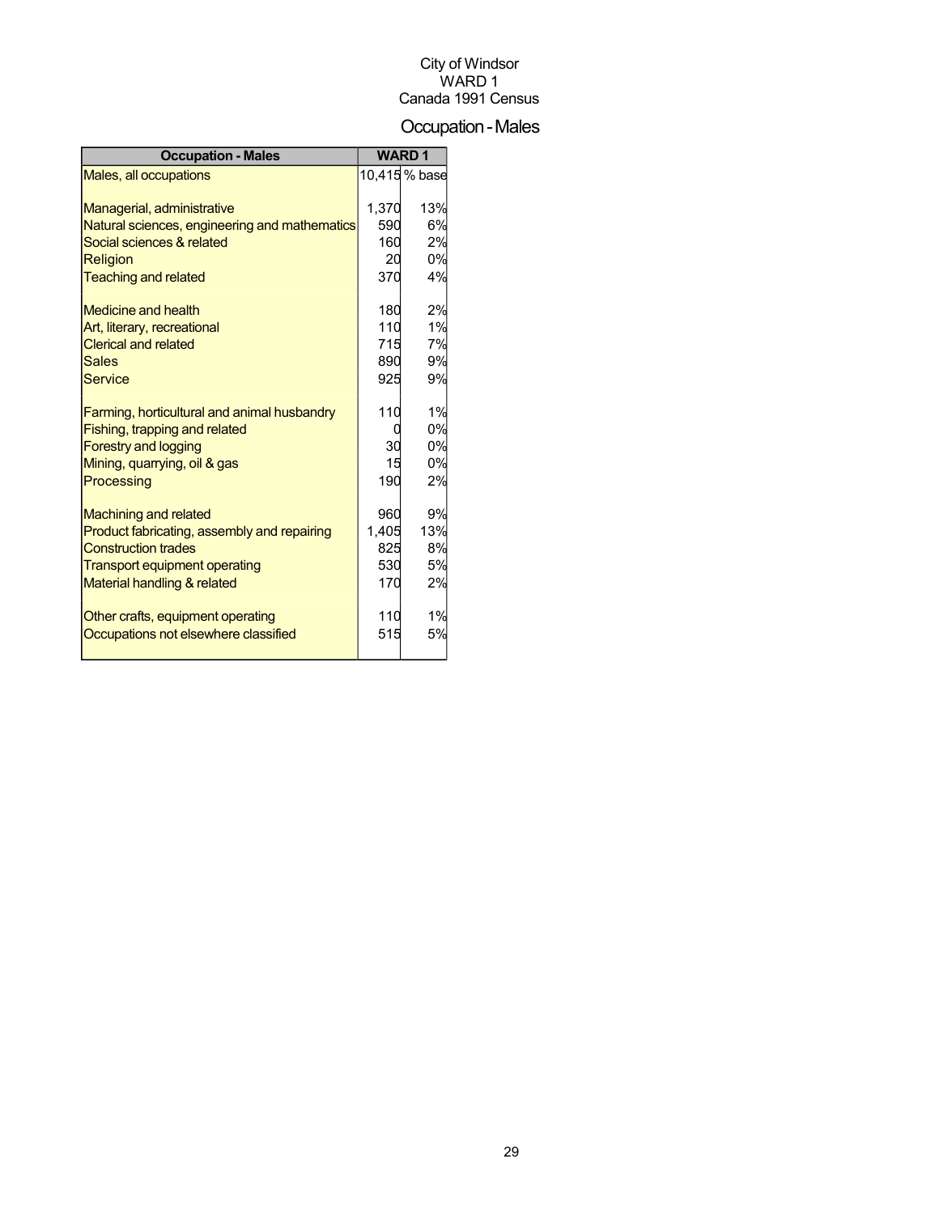City of Windsor
WARD 1
Canada 1991 Census

# Occupation - Males

| Occupation - Males | WARD 1 | |
|---|---|---|
| Males, all occupations | 10,415 | % base |
| | | |
| Managerial, administrative | 1,370 | 13% |
| Natural sciences, engineering and mathematics | 590 | 6% |
| Social sciences & related | 160 | 2% |
| Religion | 20 | 0% |
| Teaching and related | 370 | 4% |
| | | |
| Medicine and health | 180 | 2% |
| Art, literary, recreational | 110 | 1% |
| Clerical and related | 715 | 7% |
| Sales | 890 | 9% |
| Service | 925 | 9% |
| | | |
| Farming, horticultural and animal husbandry | 110 | 1% |
| Fishing, trapping and related | 0 | 0% |
| Forestry and logging | 30 | 0% |
| Mining, quarrying, oil & gas | 15 | 0% |
| Processing | 190 | 2% |
| | | |
| Machining and related | 960 | 9% |
| Product fabricating, assembly and repairing | 1,405 | 13% |
| Construction trades | 825 | 8% |
| Transport equipment operating | 530 | 5% |
| Material handling & related | 170 | 2% |
| | | |
| Other crafts, equipment operating | 110 | 1% |
| Occupations not elsewhere classified | 515 | 5% |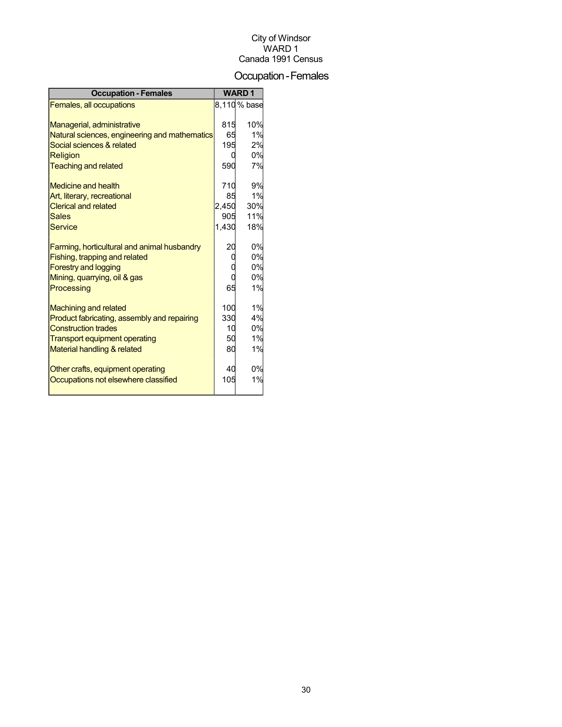City of Windsor
WARD 1
Canada 1991 Census

# Occupation - Females

| Occupation - Females | WARD 1 | |
|---|---|---|
| Females, all occupations | 8,110 | % base |
| | | |
| Managerial, administrative | 815 | 10% |
| Natural sciences, engineering and mathematics | 65 | 1% |
| Social sciences & related | 195 | 2% |
| Religion | 0 | 0% |
| Teaching and related | 590 | 7% |
| | | |
| Medicine and health | 710 | 9% |
| Art, literary, recreational | 85 | 1% |
| Clerical and related | 2,450 | 30% |
| Sales | 905 | 11% |
| Service | 1,430 | 18% |
| | | |
| Farming, horticultural and animal husbandry | 20 | 0% |
| Fishing, trapping and related | 0 | 0% |
| Forestry and logging | 0 | 0% |
| Mining, quarrying, oil & gas | 0 | 0% |
| Processing | 65 | 1% |
| | | |
| Machining and related | 100 | 1% |
| Product fabricating, assembly and repairing | 330 | 4% |
| Construction trades | 10 | 0% |
| Transport equipment operating | 50 | 1% |
| Material handling & related | 80 | 1% |
| | | |
| Other crafts, equipment operating | 40 | 0% |
| Occupations not elsewhere classified | 105 | 1% |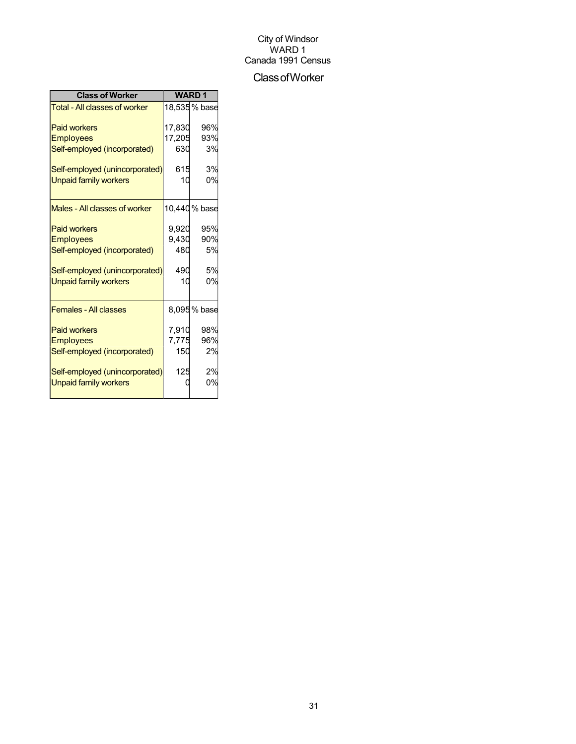City of Windsor
WARD 1
Canada 1991 Census

## Class of Worker

| Class of Worker | WARD 1 | |
|---|---|---|
| Total - All classes of worker | 18,535 | % base |
| Paid workers | 17,830 | 96% |
| Employees | 17,205 | 93% |
| Self-employed (incorporated) | 630 | 3% |
| Self-employed (unincorporated) | 615 | 3% |
| Unpaid family workers | 10 | 0% |
| Males - All classes of worker | 10,440 | % base |
| Paid workers | 9,920 | 95% |
| Employees | 9,430 | 90% |
| Self-employed (incorporated) | 480 | 5% |
| Self-employed (unincorporated) | 490 | 5% |
| Unpaid family workers | 10 | 0% |
| Females - All classes | 8,095 | % base |
| Paid workers | 7,910 | 98% |
| Employees | 7,775 | 96% |
| Self-employed (incorporated) | 150 | 2% |
| Self-employed (unincorporated) | 125 | 2% |
| Unpaid family workers | 0 | 0% |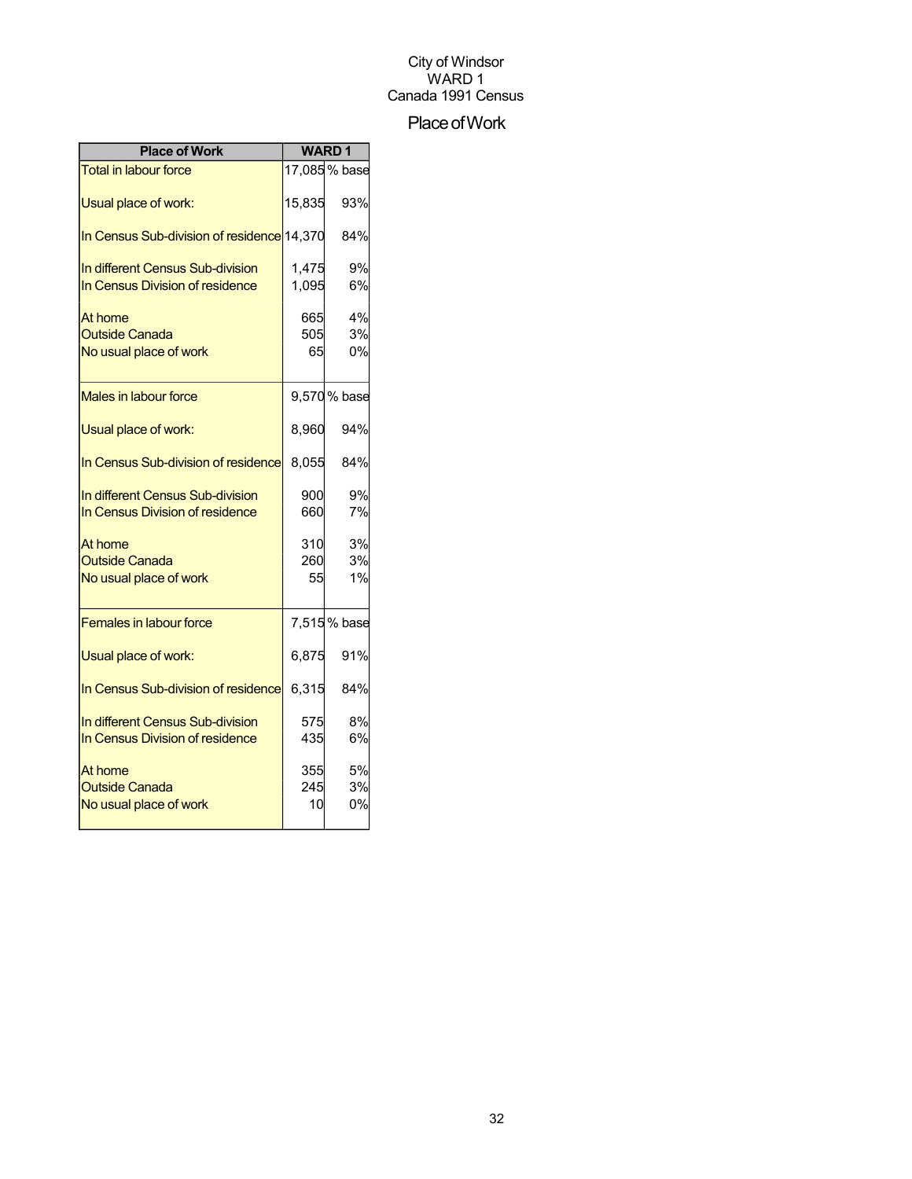City of Windsor
WARD 1
Canada 1991 Census

# Place of Work

| Place of Work | WARD 1 | |
|---|---|---|
| Total in labour force | 17,085 | % base |
| Usual place of work: | 15,835 | 93% |
| In Census Sub-division of residence | 14,370 | 84% |
| In different Census Sub-division | 1,475 | 9% |
| In Census Division of residence | 1,095 | 6% |
| At home | 665 | 4% |
| Outside Canada | 505 | 3% |
| No usual place of work | 65 | 0% |
| Males in labour force | 9,570 | % base |
| Usual place of work: | 8,960 | 94% |
| In Census Sub-division of residence | 8,055 | 84% |
| In different Census Sub-division | 900 | 9% |
| In Census Division of residence | 660 | 7% |
| At home | 310 | 3% |
| Outside Canada | 260 | 3% |
| No usual place of work | 55 | 1% |
| Females in labour force | 7,515 | % base |
| Usual place of work: | 6,875 | 91% |
| In Census Sub-division of residence | 6,315 | 84% |
| In different Census Sub-division | 575 | 8% |
| In Census Division of residence | 435 | 6% |
| At home | 355 | 5% |
| Outside Canada | 245 | 3% |
| No usual place of work | 10 | 0% |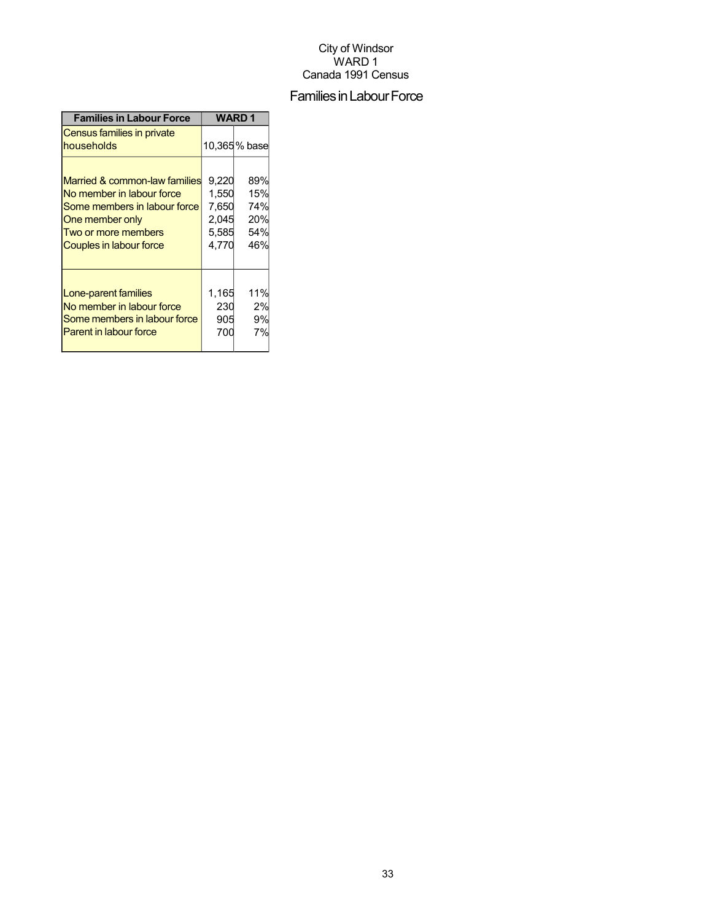City of Windsor
WARD 1
Canada 1991 Census

# Families in Labour Force

| Families in Labour Force | WARD 1 | |
|---|---|---|
| Census families in private households | 10,365 | % base |
| Married & common-law families | 9,220 | 89% |
| No member in labour force | 1,550 | 15% |
| Some members in labour force | 7,650 | 74% |
| One member only | 2,045 | 20% |
| Two or more members | 5,585 | 54% |
| Couples in labour force | 4,770 | 46% |
| Lone-parent families | 1,165 | 11% |
| No member in labour force | 230 | 2% |
| Some members in labour force | 905 | 9% |
| Parent in labour force | 700 | 7% |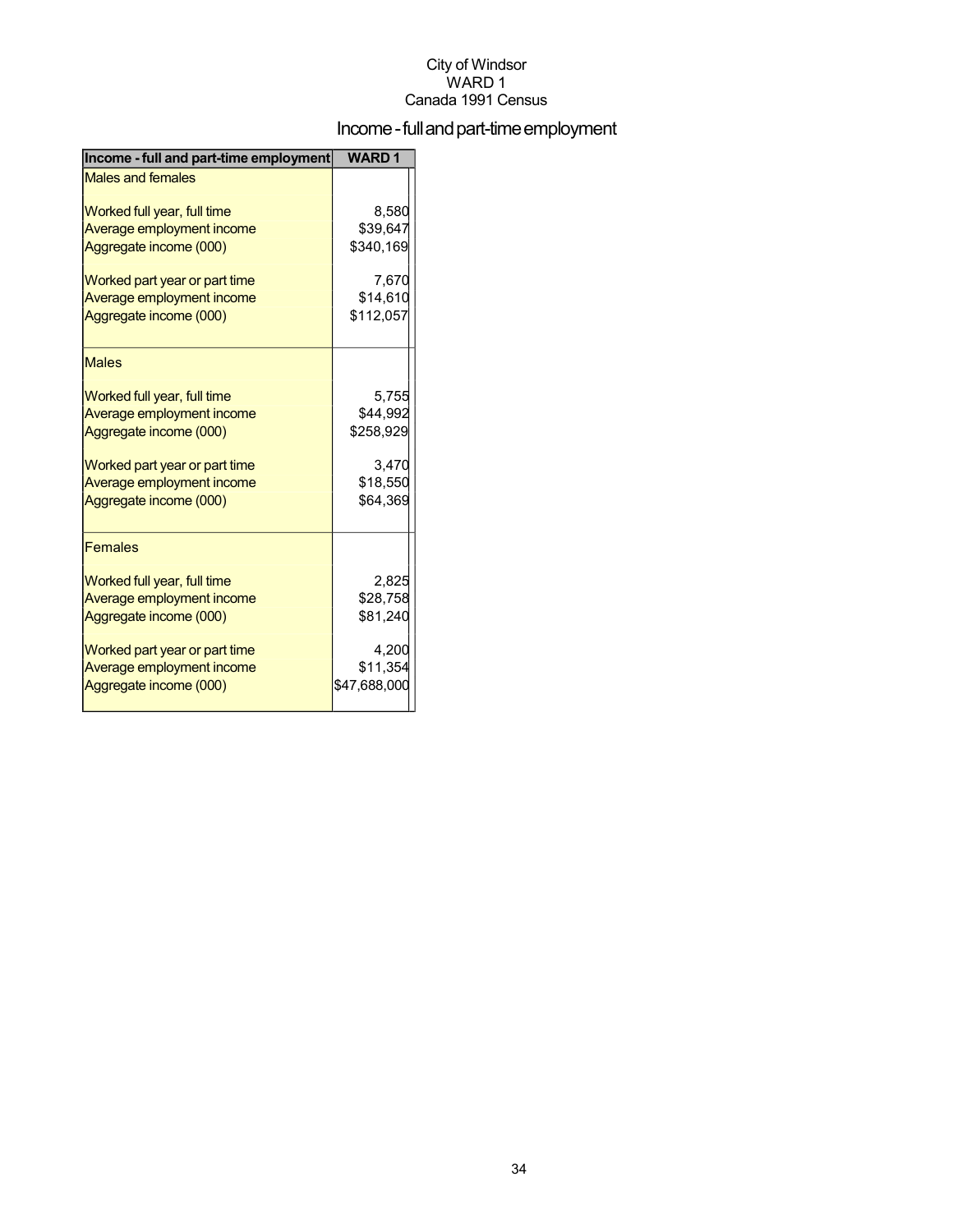City of Windsor
WARD 1
Canada 1991 Census

# Income - full and part-time employment

| Income - full and part-time employment | WARD 1 |
|---|---|
| Males and females | |
| Worked full year, full time | 8,580 |
| Average employment income | $39,647 |
| Aggregate income (000) | $340,169 |
| Worked part year or part time | 7,670 |
| Average employment income | $14,610 |
| Aggregate income (000) | $112,057 |
| Males | |
| Worked full year, full time | 5,755 |
| Average employment income | $44,992 |
| Aggregate income (000) | $258,929 |
| Worked part year or part time | 3,470 |
| Average employment income | $18,550 |
| Aggregate income (000) | $64,369 |
| Females | |
| Worked full year, full time | 2,825 |
| Average employment income | $28,758 |
| Aggregate income (000) | $81,240 |
| Worked part year or part time | 4,200 |
| Average employment income | $11,354 |
| Aggregate income (000) | $47,688,000 |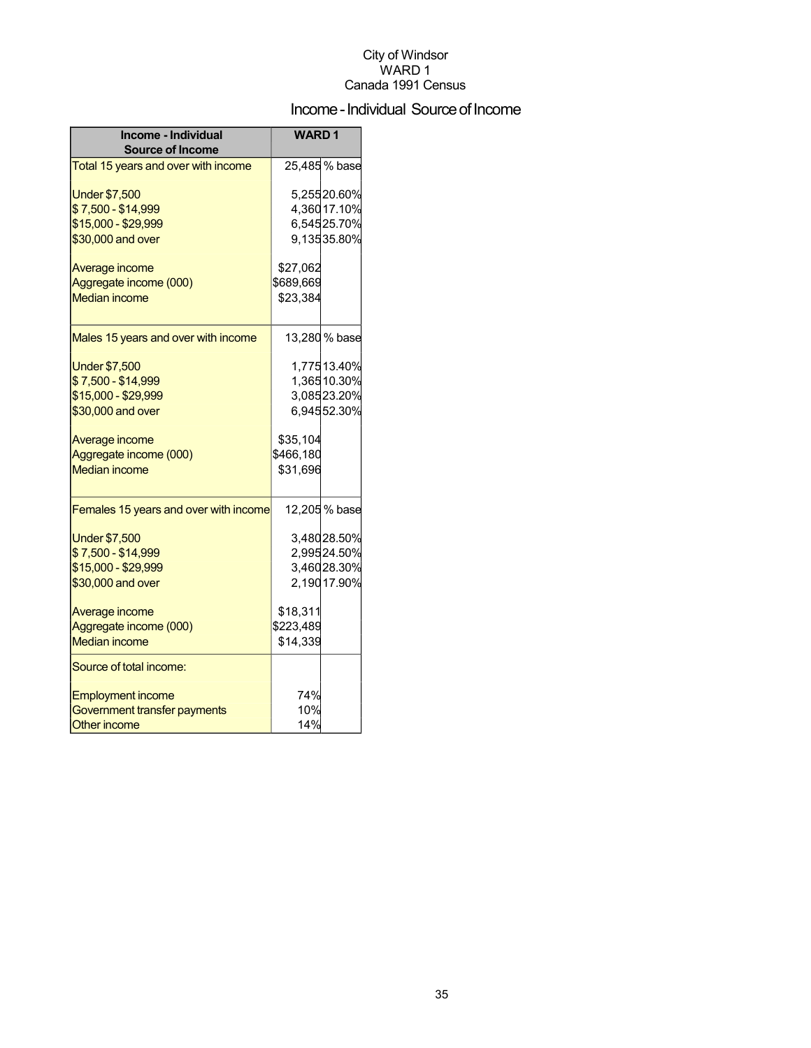City of Windsor
WARD 1
Canada 1991 Census

# Income - Individual Source of Income

| Income - Individual Source of Income | WARD 1 | |
|---|---|---|
| Total 15 years and over with income | 25,485 | % base |
| Under $7,500 | 5,255 | 20.60% |
| $ 7,500 - $14,999 | 4,360 | 17.10% |
| $15,000 - $29,999 | 6,545 | 25.70% |
| $30,000 and over | 9,135 | 35.80% |
| Average income | $27,062 | |
| Aggregate income (000) | $689,669 | |
| Median income | $23,384 | |
| Males 15 years and over with income | 13,280 | % base |
| Under $7,500 | 1,775 | 13.40% |
| $ 7,500 - $14,999 | 1,365 | 10.30% |
| $15,000 - $29,999 | 3,085 | 23.20% |
| $30,000 and over | 6,945 | 52.30% |
| Average income | $35,104 | |
| Aggregate income (000) | $466,180 | |
| Median income | $31,696 | |
| Females 15 years and over with income | 12,205 | % base |
| Under $7,500 | 3,480 | 28.50% |
| $ 7,500 - $14,999 | 2,995 | 24.50% |
| $15,000 - $29,999 | 3,460 | 28.30% |
| $30,000 and over | 2,190 | 17.90% |
| Average income | $18,311 | |
| Aggregate income (000) | $223,489 | |
| Median income | $14,339 | |
| Source of total income: | | |
| Employment income | 74% | |
| Government transfer payments | 10% | |
| Other income | 14% | |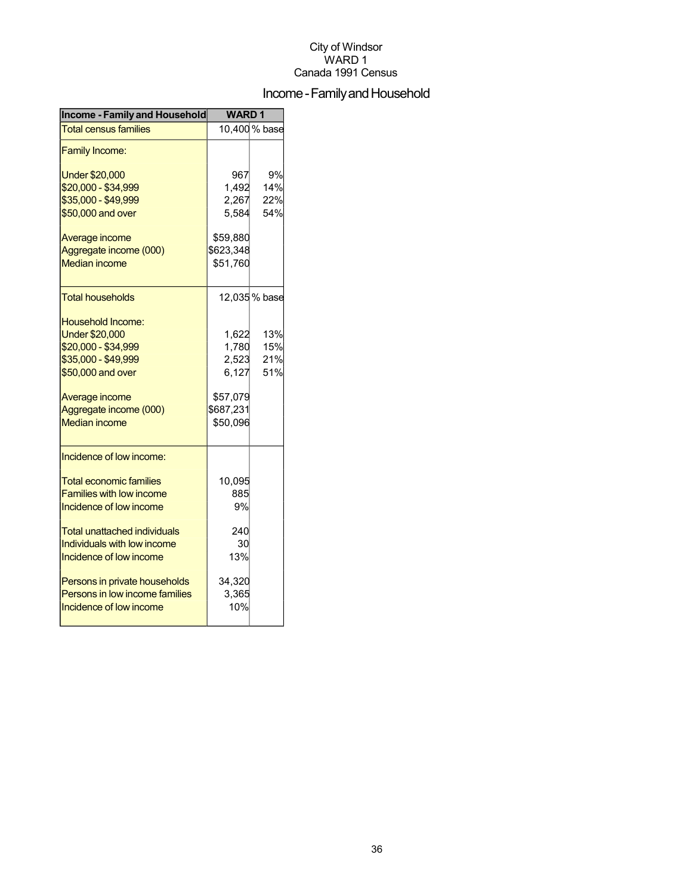City of Windsor
WARD 1
Canada 1991 Census

# Income - Family and Household

| Income - Family and Household | WARD 1 | |
|---|---|---|
| Total census families | 10,400 | % base |
| Family Income: | | |
| Under $20,000 | 967 | 9% |
| $20,000 - $34,999 | 1,492 | 14% |
| $35,000 - $49,999 | 2,267 | 22% |
| $50,000 and over | 5,584 | 54% |
| Average income | $59,880 | |
| Aggregate income (000) | $623,348 | |
| Median income | $51,760 | |
| Total households | 12,035 | % base |
| Household Income: | | |
| Under $20,000 | 1,622 | 13% |
| $20,000 - $34,999 | 1,780 | 15% |
| $35,000 - $49,999 | 2,523 | 21% |
| $50,000 and over | 6,127 | 51% |
| Average income | $57,079 | |
| Aggregate income (000) | $687,231 | |
| Median income | $50,096 | |
| Incidence of low income: | | |
| Total economic families | 10,095 | |
| Families with low income | 885 | |
| Incidence of low income | 9% | |
| Total unattached individuals | 240 | |
| Individuals with low income | 30 | |
| Incidence of low income | 13% | |
| Persons in private households | 34,320 | |
| Persons in low income families | 3,365 | |
| Incidence of low income | 10% | |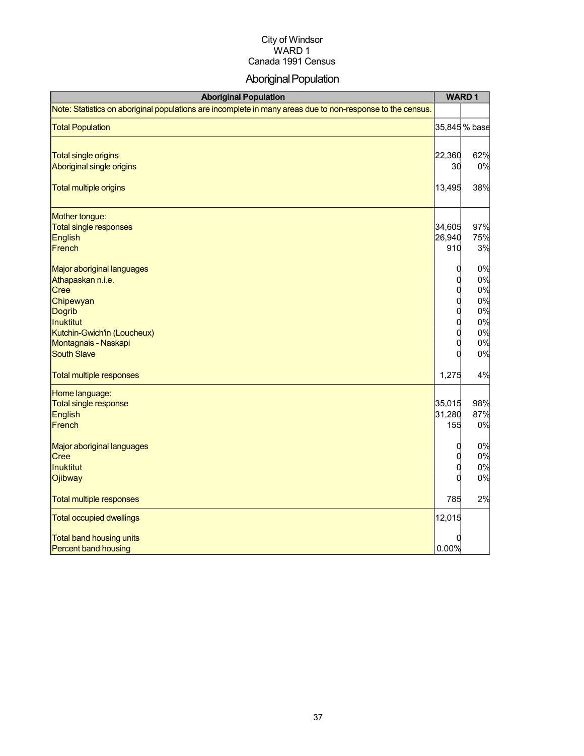City of Windsor
WARD 1
Canada 1991 Census

# Aboriginal Population

| Aboriginal Population | WARD 1 | |
|---|---|---|
| Note: Statistics on aboriginal populations are incomplete in many areas due to non-response to the census. | | |
| Total Population | 35,845 | % base |
| Total single origins | 22,360 | 62% |
| Aboriginal single origins | 30 | 0% |
| Total multiple origins | 13,495 | 38% |
| Mother tongue: | | |
| Total single responses | 34,605 | 97% |
| English | 26,940 | 75% |
| French | 910 | 3% |
| Major aboriginal languages | 0 | 0% |
| Athapaskan n.i.e. | 0 | 0% |
| Cree | 0 | 0% |
| Chipewyan | 0 | 0% |
| Dogrib | 0 | 0% |
| Inuktitut | 0 | 0% |
| Kutchin-Gwich'in (Loucheux) | 0 | 0% |
| Montagnais - Naskapi | 0 | 0% |
| South Slave | 0 | 0% |
| Total multiple responses | 1,275 | 4% |
| Home language: | | |
| Total single response | 35,015 | 98% |
| English | 31,280 | 87% |
| French | 155 | 0% |
| Major aboriginal languages | 0 | 0% |
| Cree | 0 | 0% |
| Inuktitut | 0 | 0% |
| Ojibway | 0 | 0% |
| Total multiple responses | 785 | 2% |
| Total occupied dwellings | 12,015 | |
| Total band housing units | 0 | |
| Percent band housing | 0.00% | |